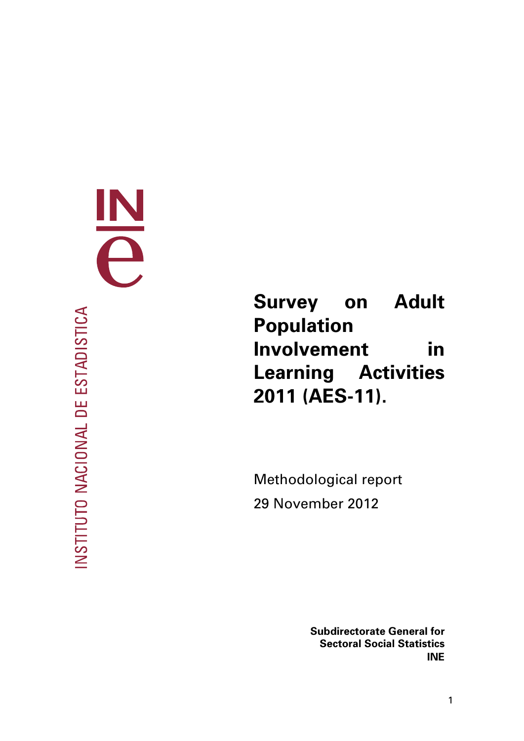INSTITUTO NACIONAL DE ESTADISTICA

# Survey on Adult Population Involvement in Learning Activities 2011 (AES-11).

Methodological report

29 November 2012

**Subdirectorate General for Sectoral Social Statistics**
**INE**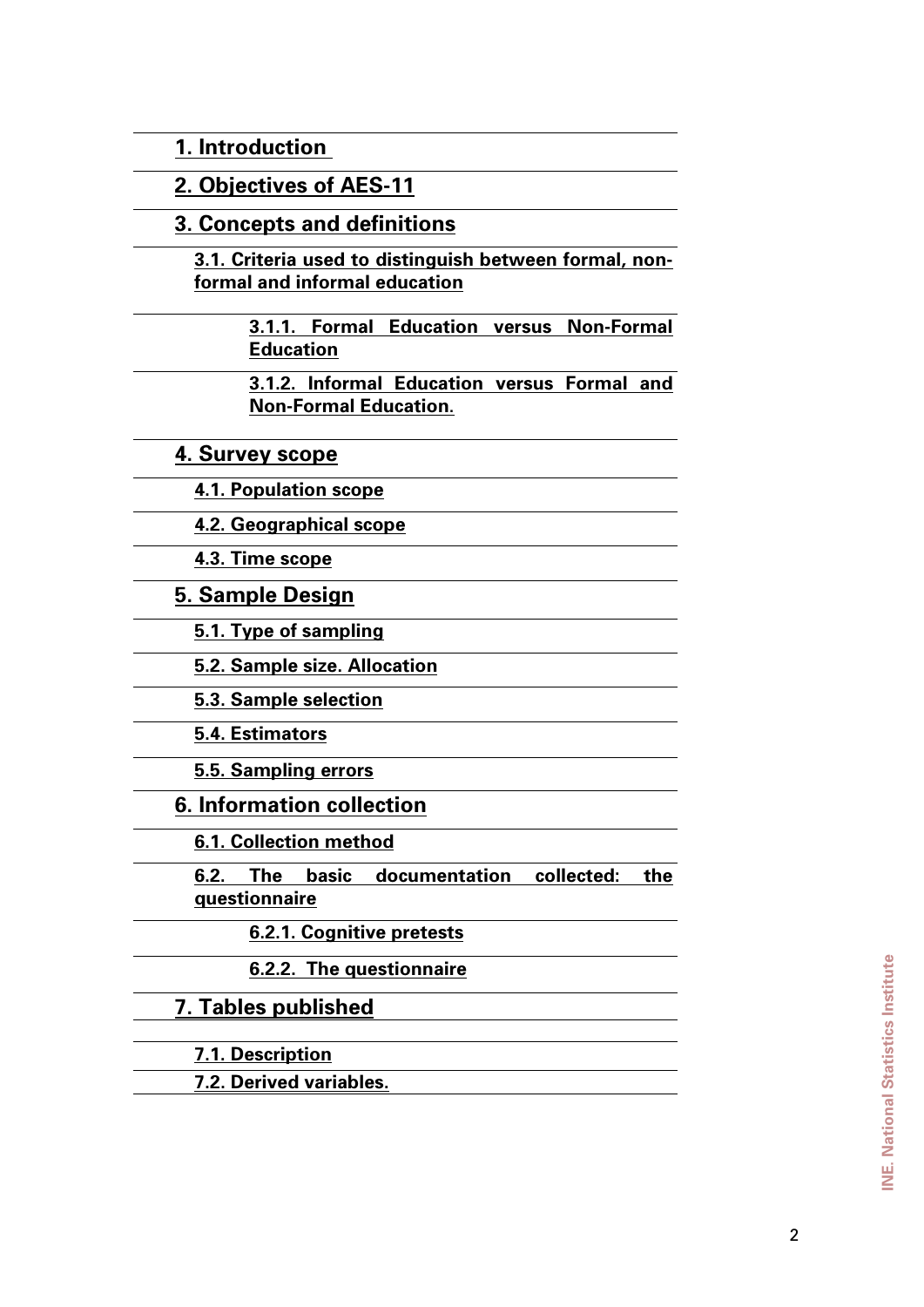**1. Introduction**

**2. Objectives of AES-11**

**3. Concepts and definitions**

- **3.1. Criteria used to distinguish between formal, non-formal and informal education**
  - **3.1.1. Formal Education versus Non-Formal Education**
  - **3.1.2. Informal Education versus Formal and Non-Formal Education.**

**4. Survey scope**

- **4.1. Population scope**
- **4.2. Geographical scope**
- **4.3. Time scope**

**5. Sample Design**

- **5.1. Type of sampling**
- **5.2. Sample size. Allocation**
- **5.3. Sample selection**
- **5.4. Estimators**
- **5.5. Sampling errors**

**6. Information collection**

- **6.1. Collection method**
- **6.2. The basic documentation collected: the questionnaire**
  - **6.2.1. Cognitive pretests**
  - **6.2.2. The questionnaire**

**7. Tables published**

- **7.1. Description**
- **7.2. Derived variables.**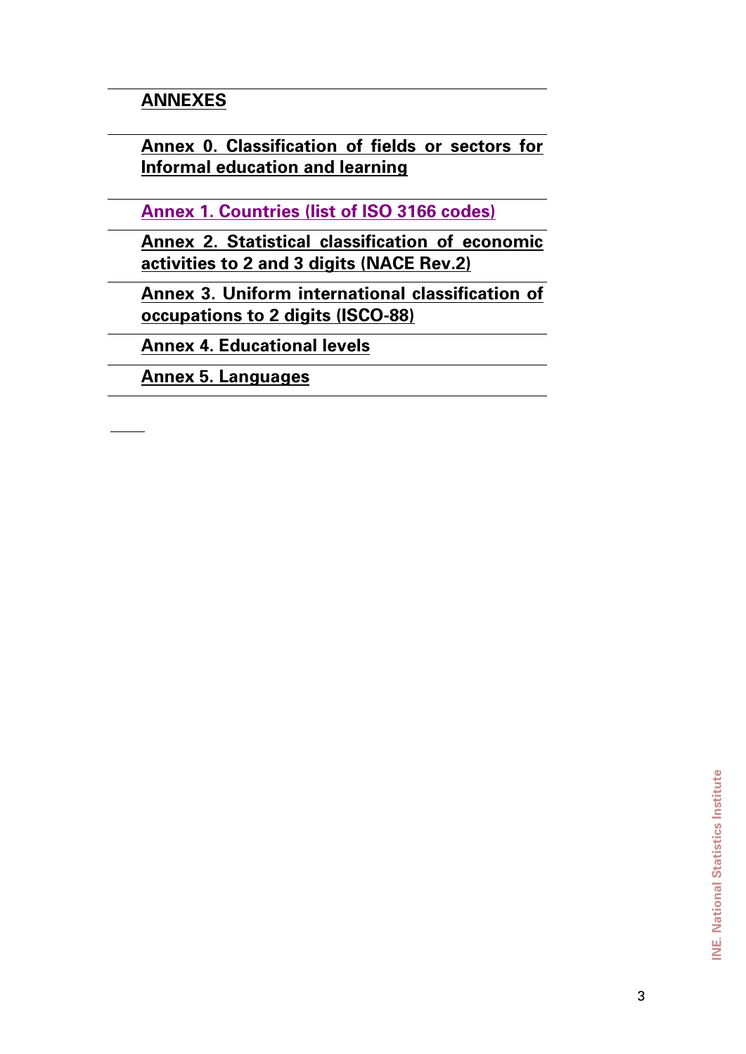## ANNEXES

**Annex 0. Classification of fields or sectors for Informal education and learning**

**Annex 1. Countries (list of ISO 3166 codes)**

**Annex 2. Statistical classification of economic activities to 2 and 3 digits (NACE Rev.2)**

**Annex 3. Uniform international classification of occupations to 2 digits (ISCO-88)**

**Annex 4. Educational levels**

**Annex 5. Languages**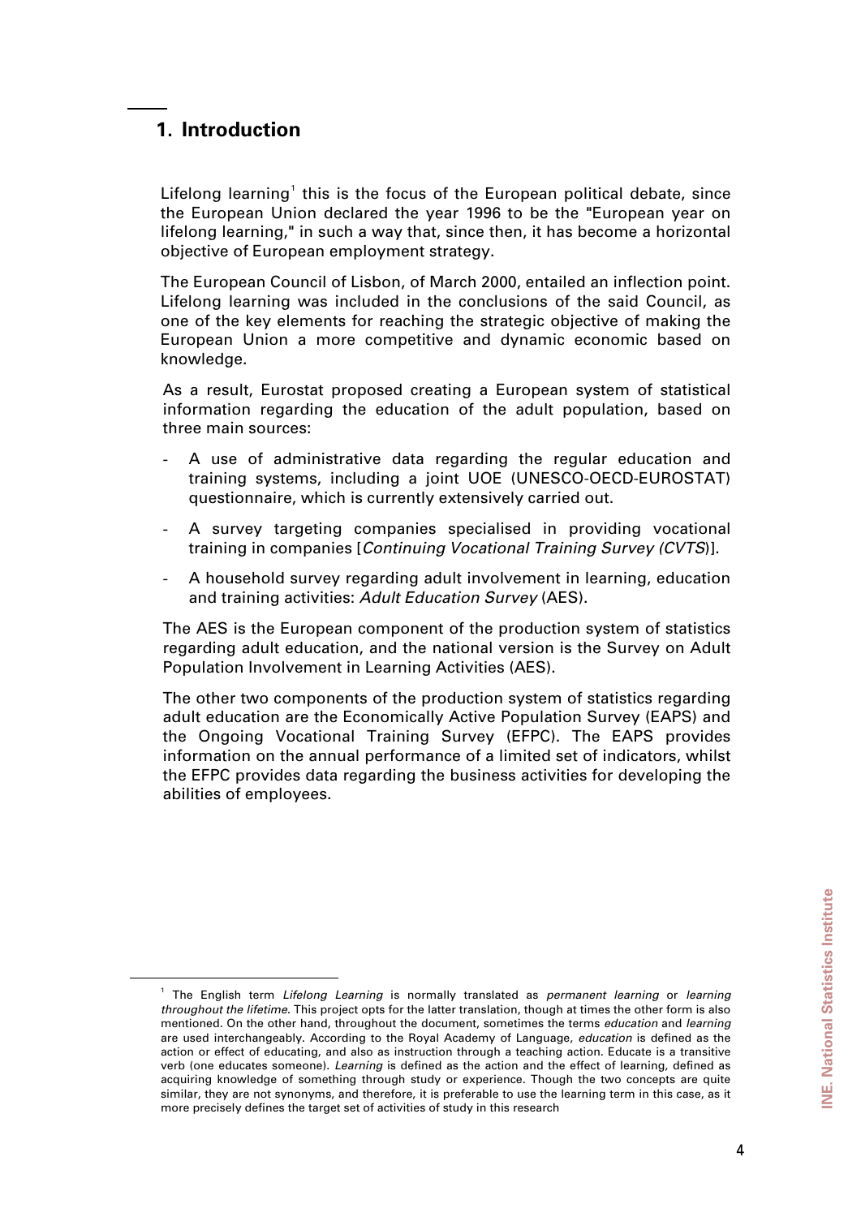## 1. Introduction

Lifelong learning[1] this is the focus of the European political debate, since the European Union declared the year 1996 to be the "European year on lifelong learning," in such a way that, since then, it has become a horizontal objective of European employment strategy.

The European Council of Lisbon, of March 2000, entailed an inflection point. Lifelong learning was included in the conclusions of the said Council, as one of the key elements for reaching the strategic objective of making the European Union a more competitive and dynamic economic based on knowledge.

As a result, Eurostat proposed creating a European system of statistical information regarding the education of the adult population, based on three main sources:

- A use of administrative data regarding the regular education and training systems, including a joint UOE (UNESCO-OECD-EUROSTAT) questionnaire, which is currently extensively carried out.
- A survey targeting companies specialised in providing vocational training in companies [*Continuing Vocational Training Survey (CVTS*)].
- A household survey regarding adult involvement in learning, education and training activities: *Adult Education Survey* (AES).

The AES is the European component of the production system of statistics regarding adult education, and the national version is the Survey on Adult Population Involvement in Learning Activities (AES).

The other two components of the production system of statistics regarding adult education are the Economically Active Population Survey (EAPS) and the Ongoing Vocational Training Survey (EFPC). The EAPS provides information on the annual performance of a limited set of indicators, whilst the EFPC provides data regarding the business activities for developing the abilities of employees.

---

[1] The English term *Lifelong Learning* is normally translated as *permanent learning* or *learning throughout the lifetime*. This project opts for the latter translation, though at times the other form is also mentioned. On the other hand, throughout the document, sometimes the terms *education* and *learning* are used interchangeably. According to the Royal Academy of Language, *education* is defined as the action or effect of educating, and also as instruction through a teaching action. Educate is a transitive verb (one educates someone). *Learning* is defined as the action and the effect of learning, defined as acquiring knowledge of something through study or experience. Though the two concepts are quite similar, they are not synonyms, and therefore, it is preferable to use the learning term in this case, as it more precisely defines the target set of activities of study in this research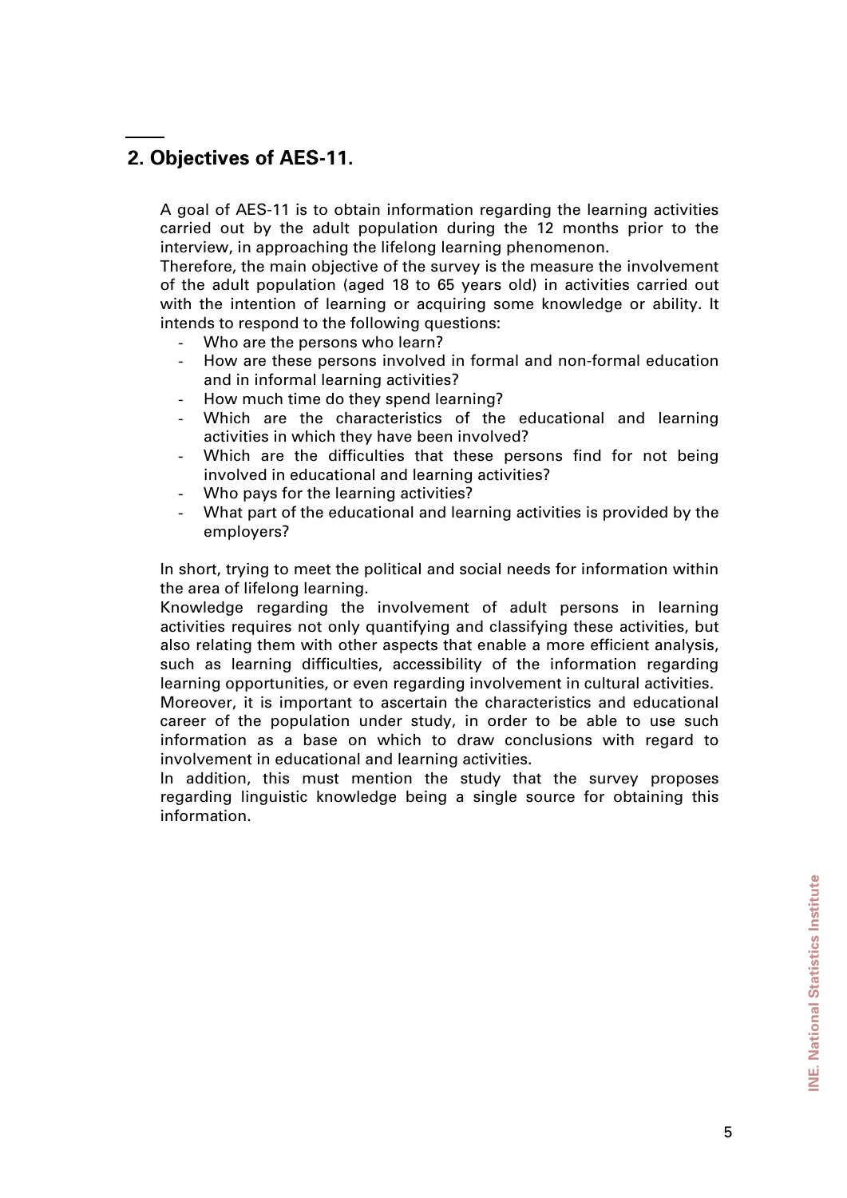## 2. Objectives of AES-11.

A goal of AES-11 is to obtain information regarding the learning activities carried out by the adult population during the 12 months prior to the interview, in approaching the lifelong learning phenomenon.
Therefore, the main objective of the survey is the measure the involvement of the adult population (aged 18 to 65 years old) in activities carried out with the intention of learning or acquiring some knowledge or ability. It intends to respond to the following questions:

- Who are the persons who learn?
- How are these persons involved in formal and non-formal education and in informal learning activities?
- How much time do they spend learning?
- Which are the characteristics of the educational and learning activities in which they have been involved?
- Which are the difficulties that these persons find for not being involved in educational and learning activities?
- Who pays for the learning activities?
- What part of the educational and learning activities is provided by the employers?

In short, trying to meet the political and social needs for information within the area of lifelong learning.
Knowledge regarding the involvement of adult persons in learning activities requires not only quantifying and classifying these activities, but also relating them with other aspects that enable a more efficient analysis, such as learning difficulties, accessibility of the information regarding learning opportunities, or even regarding involvement in cultural activities.
Moreover, it is important to ascertain the characteristics and educational career of the population under study, in order to be able to use such information as a base on which to draw conclusions with regard to involvement in educational and learning activities.
In addition, this must mention the study that the survey proposes regarding linguistic knowledge being a single source for obtaining this information.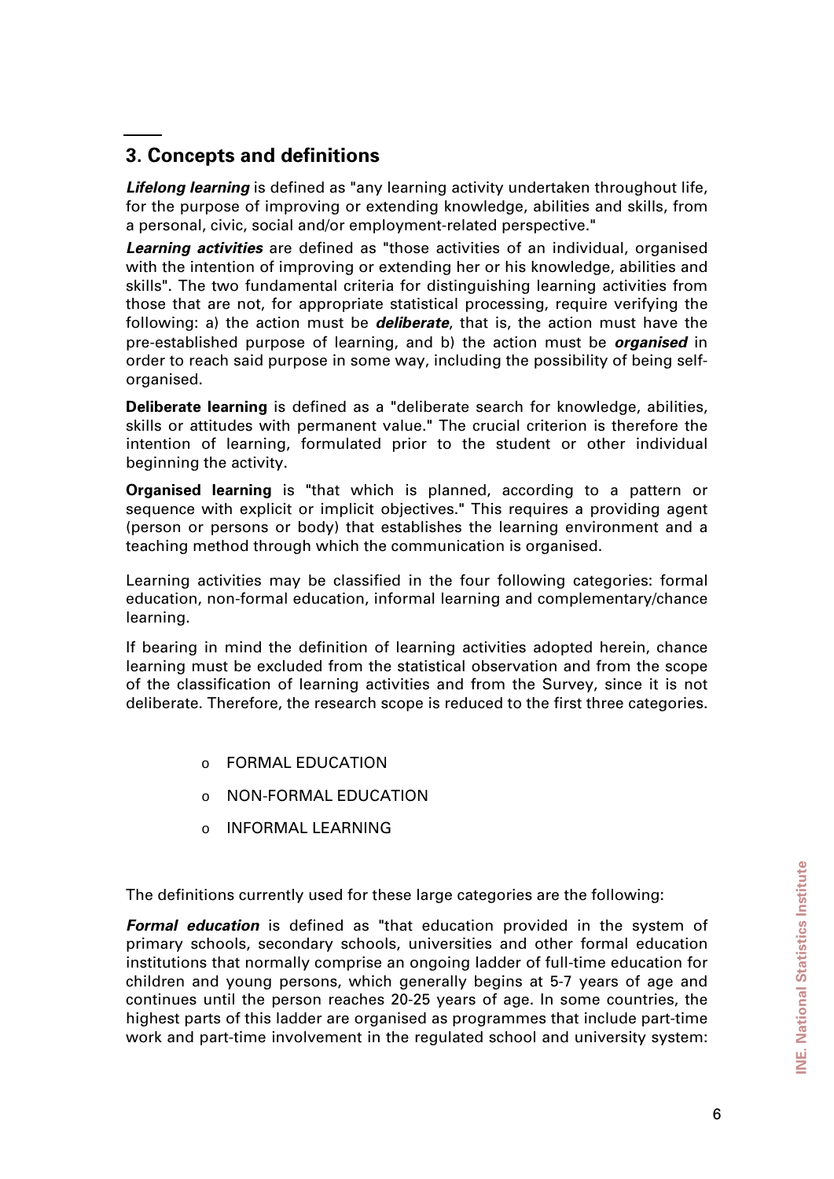## 3. Concepts and definitions

***Lifelong learning*** is defined as "any learning activity undertaken throughout life, for the purpose of improving or extending knowledge, abilities and skills, from a personal, civic, social and/or employment-related perspective."

***Learning activities*** are defined as "those activities of an individual, organised with the intention of improving or extending her or his knowledge, abilities and skills". The two fundamental criteria for distinguishing learning activities from those that are not, for appropriate statistical processing, require verifying the following: a) the action must be ***deliberate***, that is, the action must have the pre-established purpose of learning, and b) the action must be ***organised*** in order to reach said purpose in some way, including the possibility of being self-organised.

**Deliberate learning** is defined as a "deliberate search for knowledge, abilities, skills or attitudes with permanent value." The crucial criterion is therefore the intention of learning, formulated prior to the student or other individual beginning the activity.

**Organised learning** is "that which is planned, according to a pattern or sequence with explicit or implicit objectives." This requires a providing agent (person or persons or body) that establishes the learning environment and a teaching method through which the communication is organised.

Learning activities may be classified in the four following categories: formal education, non-formal education, informal learning and complementary/chance learning.

If bearing in mind the definition of learning activities adopted herein, chance learning must be excluded from the statistical observation and from the scope of the classification of learning activities and from the Survey, since it is not deliberate. Therefore, the research scope is reduced to the first three categories.

- FORMAL EDUCATION
- NON-FORMAL EDUCATION
- INFORMAL LEARNING

The definitions currently used for these large categories are the following:

***Formal education*** is defined as "that education provided in the system of primary schools, secondary schools, universities and other formal education institutions that normally comprise an ongoing ladder of full-time education for children and young persons, which generally begins at 5-7 years of age and continues until the person reaches 20-25 years of age. In some countries, the highest parts of this ladder are organised as programmes that include part-time work and part-time involvement in the regulated school and university system: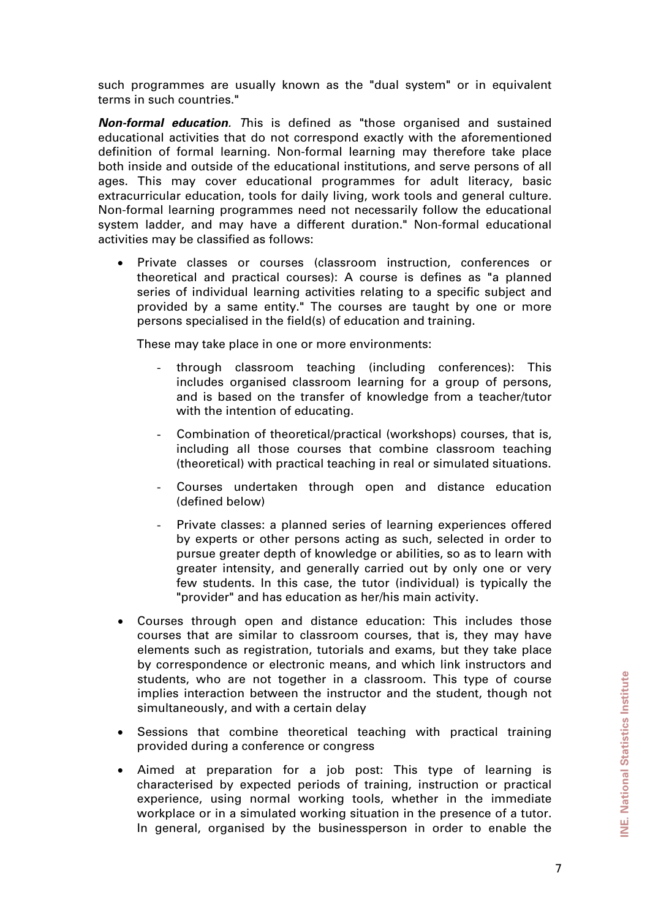such programmes are usually known as the "dual system" or in equivalent terms in such countries."

***Non-formal education***. *T*his is defined as "those organised and sustained educational activities that do not correspond exactly with the aforementioned definition of formal learning. Non-formal learning may therefore take place both inside and outside of the educational institutions, and serve persons of all ages. This may cover educational programmes for adult literacy, basic extracurricular education, tools for daily living, work tools and general culture. Non-formal learning programmes need not necessarily follow the educational system ladder, and may have a different duration." Non-formal educational activities may be classified as follows:

- Private classes or courses (classroom instruction, conferences or theoretical and practical courses): A course is defines as "a planned series of individual learning activities relating to a specific subject and provided by a same entity." The courses are taught by one or more persons specialised in the field(s) of education and training.

  These may take place in one or more environments:

  - through classroom teaching (including conferences): This includes organised classroom learning for a group of persons, and is based on the transfer of knowledge from a teacher/tutor with the intention of educating.
  - Combination of theoretical/practical (workshops) courses, that is, including all those courses that combine classroom teaching (theoretical) with practical teaching in real or simulated situations.
  - Courses undertaken through open and distance education (defined below)
  - Private classes: a planned series of learning experiences offered by experts or other persons acting as such, selected in order to pursue greater depth of knowledge or abilities, so as to learn with greater intensity, and generally carried out by only one or very few students. In this case, the tutor (individual) is typically the "provider" and has education as her/his main activity.

- Courses through open and distance education: This includes those courses that are similar to classroom courses, that is, they may have elements such as registration, tutorials and exams, but they take place by correspondence or electronic means, and which link instructors and students, who are not together in a classroom. This type of course implies interaction between the instructor and the student, though not simultaneously, and with a certain delay

- Sessions that combine theoretical teaching with practical training provided during a conference or congress

- Aimed at preparation for a job post: This type of learning is characterised by expected periods of training, instruction or practical experience, using normal working tools, whether in the immediate workplace or in a simulated working situation in the presence of a tutor. In general, organised by the businessperson in order to enable the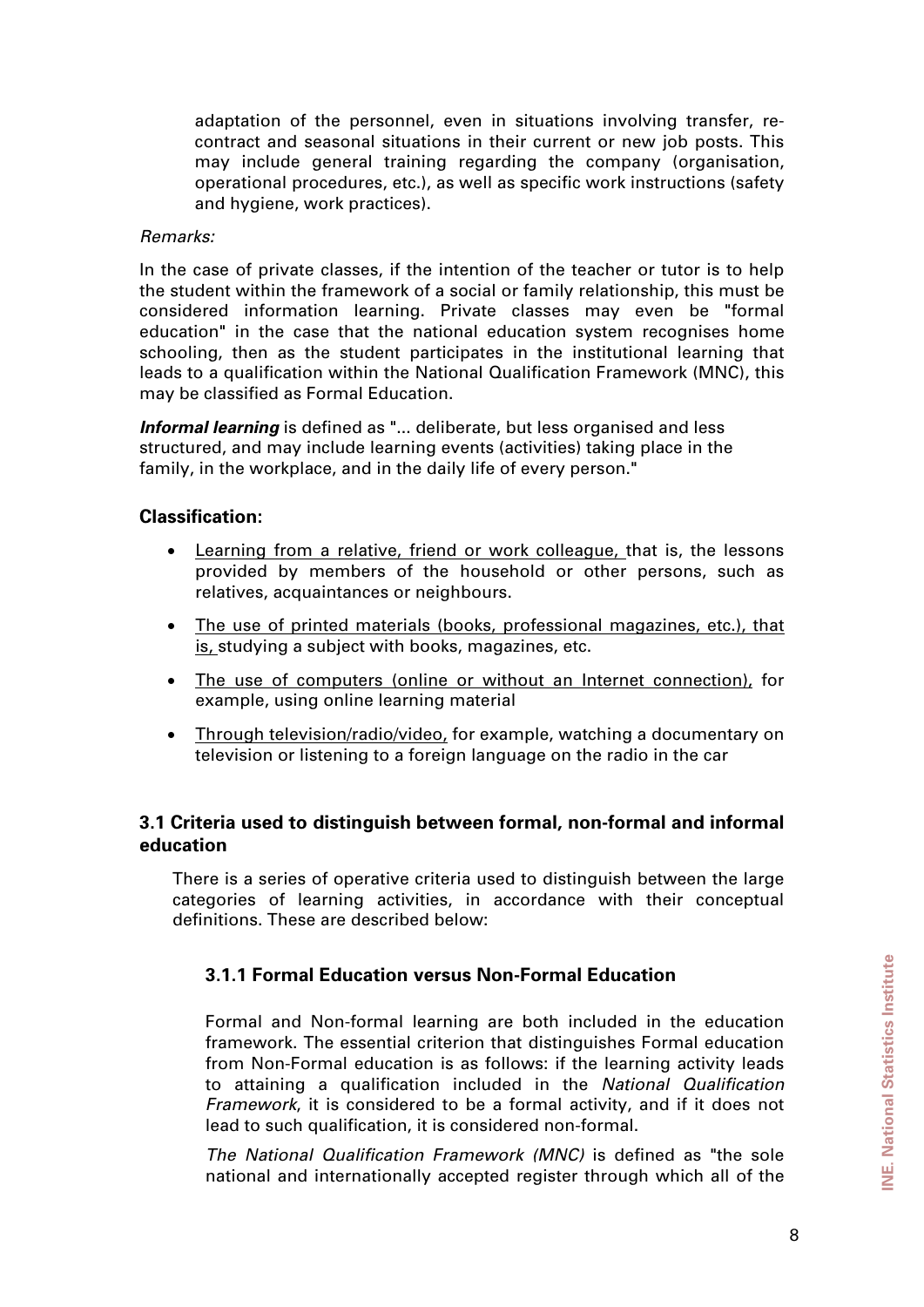adaptation of the personnel, even in situations involving transfer, re-contract and seasonal situations in their current or new job posts. This may include general training regarding the company (organisation, operational procedures, etc.), as well as specific work instructions (safety and hygiene, work practices).

*Remarks:*

In the case of private classes, if the intention of the teacher or tutor is to help the student within the framework of a social or family relationship, this must be considered information learning. Private classes may even be "formal education" in the case that the national education system recognises home schooling, then as the student participates in the institutional learning that leads to a qualification within the National Qualification Framework (MNC), this may be classified as Formal Education.

***Informal learning*** is defined as "... deliberate, but less organised and less structured, and may include learning events (activities) taking place in the family, in the workplace, and in the daily life of every person."

**Classification:**

- Learning from a relative, friend or work colleague, that is, the lessons provided by members of the household or other persons, such as relatives, acquaintances or neighbours.
- The use of printed materials (books, professional magazines, etc.), that is, studying a subject with books, magazines, etc.
- The use of computers (online or without an Internet connection), for example, using online learning material
- Through television/radio/video, for example, watching a documentary on television or listening to a foreign language on the radio in the car

## 3.1 Criteria used to distinguish between formal, non-formal and informal education

There is a series of operative criteria used to distinguish between the large categories of learning activities, in accordance with their conceptual definitions. These are described below:

### 3.1.1 Formal Education versus Non-Formal Education

Formal and Non-formal learning are both included in the education framework. The essential criterion that distinguishes Formal education from Non-Formal education is as follows: if the learning activity leads to attaining a qualification included in the *National Qualification Framework*, it is considered to be a formal activity, and if it does not lead to such qualification, it is considered non-formal.

*The National Qualification Framework (MNC)* is defined as "the sole national and internationally accepted register through which all of the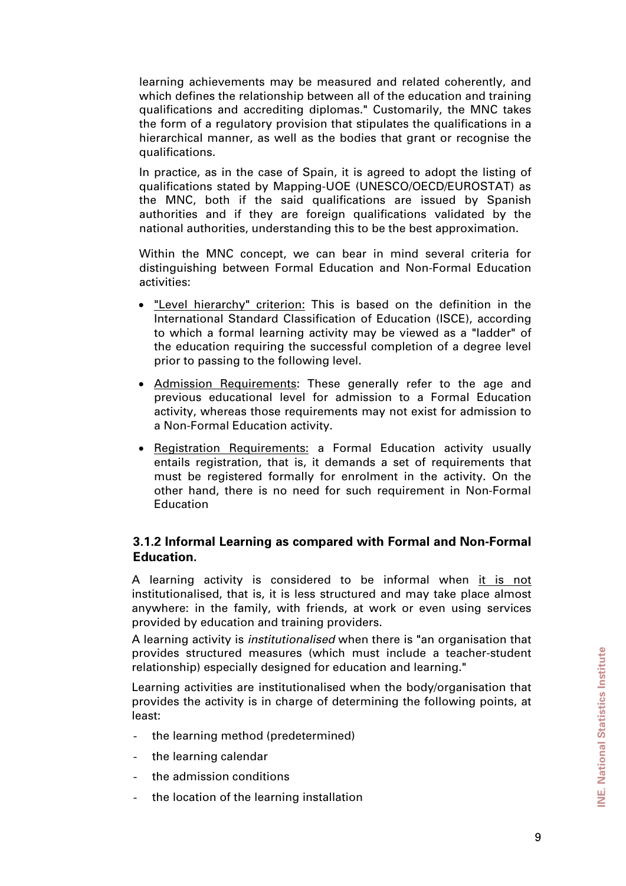learning achievements may be measured and related coherently, and which defines the relationship between all of the education and training qualifications and accrediting diplomas." Customarily, the MNC takes the form of a regulatory provision that stipulates the qualifications in a hierarchical manner, as well as the bodies that grant or recognise the qualifications.

In practice, as in the case of Spain, it is agreed to adopt the listing of qualifications stated by Mapping-UOE (UNESCO/OECD/EUROSTAT) as the MNC, both if the said qualifications are issued by Spanish authorities and if they are foreign qualifications validated by the national authorities, understanding this to be the best approximation.

Within the MNC concept, we can bear in mind several criteria for distinguishing between Formal Education and Non-Formal Education activities:

- "Level hierarchy" criterion: This is based on the definition in the International Standard Classification of Education (ISCE), according to which a formal learning activity may be viewed as a "ladder" of the education requiring the successful completion of a degree level prior to passing to the following level.
- Admission Requirements: These generally refer to the age and previous educational level for admission to a Formal Education activity, whereas those requirements may not exist for admission to a Non-Formal Education activity.
- Registration Requirements: a Formal Education activity usually entails registration, that is, it demands a set of requirements that must be registered formally for enrolment in the activity. On the other hand, there is no need for such requirement in Non-Formal Education

### 3.1.2 Informal Learning as compared with Formal and Non-Formal Education.

A learning activity is considered to be informal when it is not institutionalised, that is, it is less structured and may take place almost anywhere: in the family, with friends, at work or even using services provided by education and training providers.

A learning activity is *institutionalised* when there is "an organisation that provides structured measures (which must include a teacher-student relationship) especially designed for education and learning."

Learning activities are institutionalised when the body/organisation that provides the activity is in charge of determining the following points, at least:

- the learning method (predetermined)
- the learning calendar
- the admission conditions
- the location of the learning installation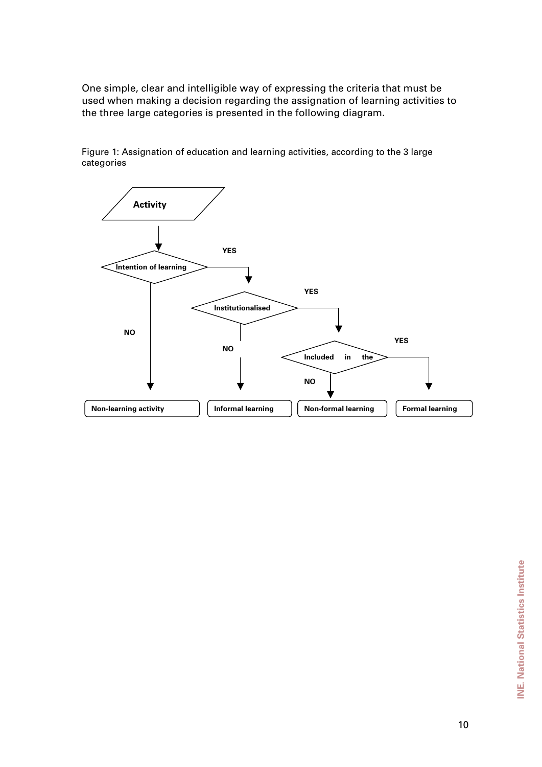One simple, clear and intelligible way of expressing the criteria that must be used when making a decision regarding the assignation of learning activities to the three large categories is presented in the following diagram.

Figure 1: Assignation of education and learning activities, according to the 3 large categories

```
Activity
  |
  v
Intention of learning --YES--> Institutionalised --YES--> Included in the --YES--> Formal learning
  |                              |                          |
  NO                             NO                         NO
  v                              v                          v
Non-learning activity      Informal learning          Non-formal learning
```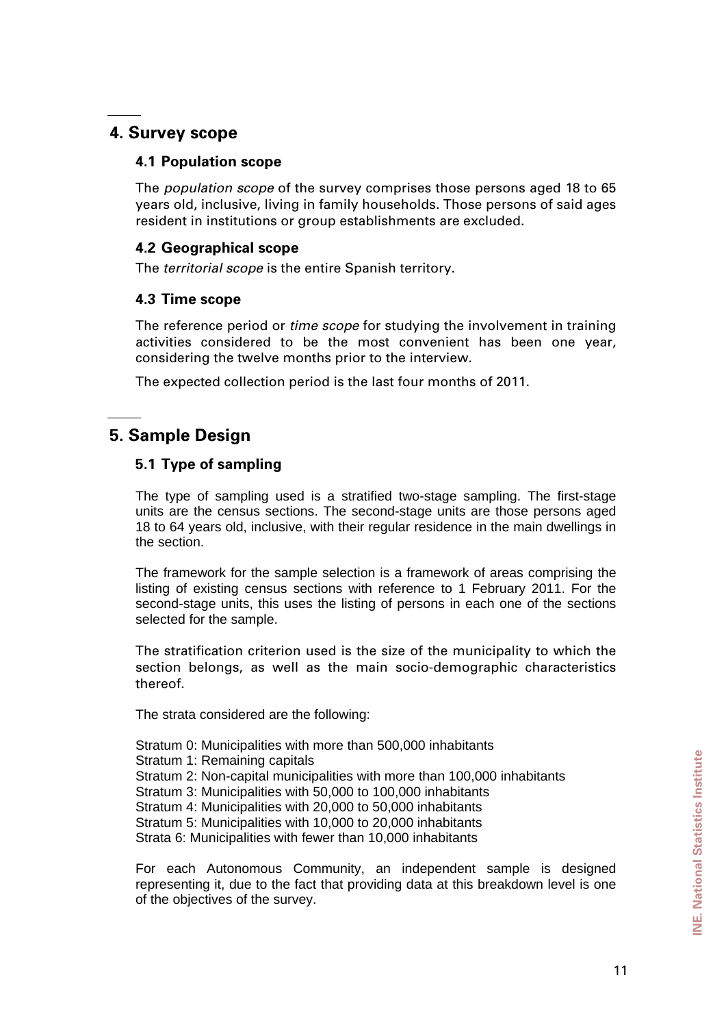## 4. Survey scope

### 4.1 Population scope

The *population scope* of the survey comprises those persons aged 18 to 65 years old, inclusive, living in family households. Those persons of said ages resident in institutions or group establishments are excluded.

### 4.2 Geographical scope

The *territorial scope* is the entire Spanish territory.

### 4.3 Time scope

The reference period or *time scope* for studying the involvement in training activities considered to be the most convenient has been one year, considering the twelve months prior to the interview.

The expected collection period is the last four months of 2011.

## 5. Sample Design

### 5.1 Type of sampling

The type of sampling used is a stratified two-stage sampling. The first-stage units are the census sections. The second-stage units are those persons aged 18 to 64 years old, inclusive, with their regular residence in the main dwellings in the section.

The framework for the sample selection is a framework of areas comprising the listing of existing census sections with reference to 1 February 2011. For the second-stage units, this uses the listing of persons in each one of the sections selected for the sample.

The stratification criterion used is the size of the municipality to which the section belongs, as well as the main socio-demographic characteristics thereof.

The strata considered are the following:

Stratum 0: Municipalities with more than 500,000 inhabitants
Stratum 1: Remaining capitals
Stratum 2: Non-capital municipalities with more than 100,000 inhabitants
Stratum 3: Municipalities with 50,000 to 100,000 inhabitants
Stratum 4: Municipalities with 20,000 to 50,000 inhabitants
Stratum 5: Municipalities with 10,000 to 20,000 inhabitants
Strata 6: Municipalities with fewer than 10,000 inhabitants

For each Autonomous Community, an independent sample is designed representing it, due to the fact that providing data at this breakdown level is one of the objectives of the survey.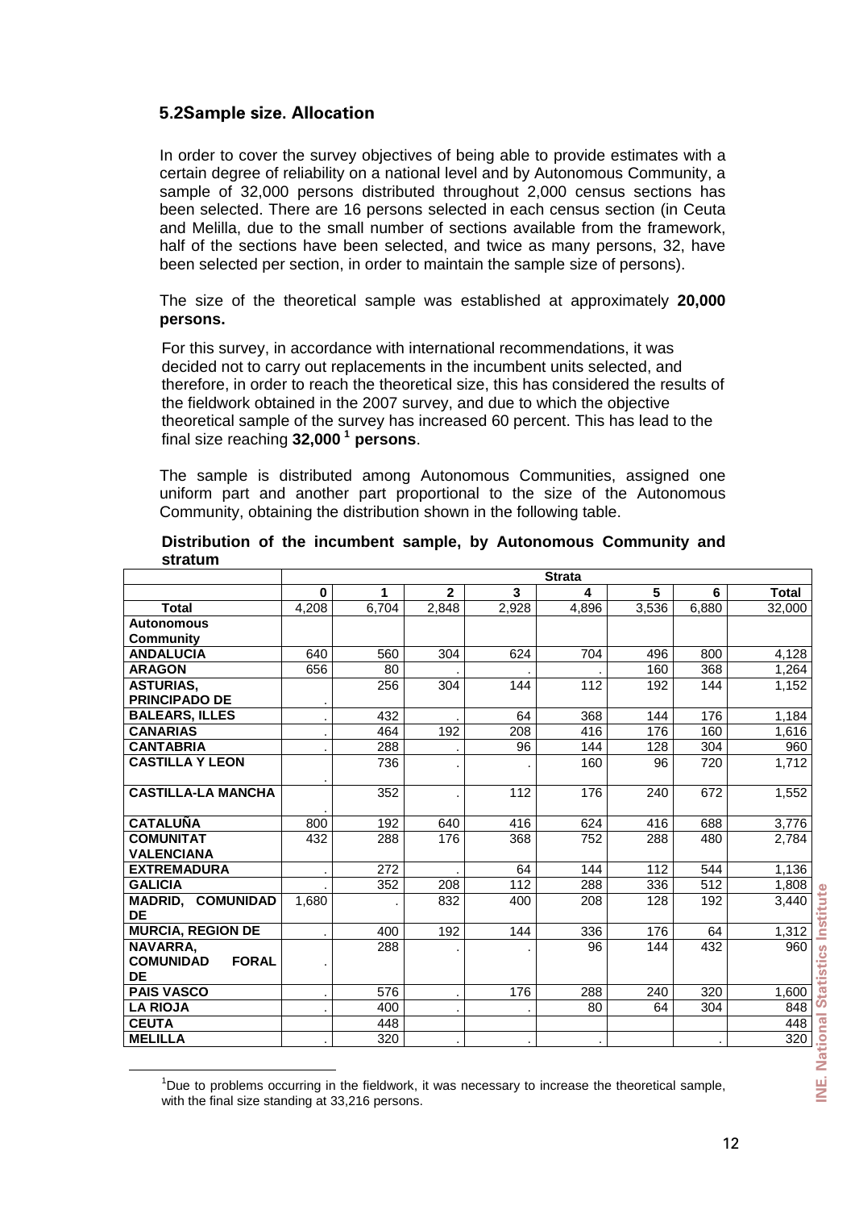## 5.2 Sample size. Allocation

In order to cover the survey objectives of being able to provide estimates with a certain degree of reliability on a national level and by Autonomous Community, a sample of 32,000 persons distributed throughout 2,000 census sections has been selected. There are 16 persons selected in each census section (in Ceuta and Melilla, due to the small number of sections available from the framework, half of the sections have been selected, and twice as many persons, 32, have been selected per section, in order to maintain the sample size of persons).

The size of the theoretical sample was established at approximately **20,000 persons.**

For this survey, in accordance with international recommendations, it was decided not to carry out replacements in the incumbent units selected, and therefore, in order to reach the theoretical size, this has considered the results of the fieldwork obtained in the 2007 survey, and due to which the objective theoretical sample of the survey has increased 60 percent. This has lead to the final size reaching **32,000**[1] **persons**.

The sample is distributed among Autonomous Communities, assigned one uniform part and another part proportional to the size of the Autonomous Community, obtaining the distribution shown in the following table.

**Distribution of the incumbent sample, by Autonomous Community and stratum**

| | Strata | | | | | | | |
|---|---|---|---|---|---|---|---|---|
| | **0** | **1** | **2** | **3** | **4** | **5** | **6** | **Total** |
| **Total** | 4,208 | 6,704 | 2,848 | 2,928 | 4,896 | 3,536 | 6,880 | 32,000 |
| **Autonomous Community** | | | | | | | | |
| **ANDALUCIA** | 640 | 560 | 304 | 624 | 704 | 496 | 800 | 4,128 |
| **ARAGON** | 656 | 80 | . | . | . | 160 | 368 | 1,264 |
| **ASTURIAS, PRINCIPADO DE** | . | 256 | 304 | 144 | 112 | 192 | 144 | 1,152 |
| **BALEARS, ILLES** | . | 432 | . | 64 | 368 | 144 | 176 | 1,184 |
| **CANARIAS** | . | 464 | 192 | 208 | 416 | 176 | 160 | 1,616 |
| **CANTABRIA** | . | 288 | . | 96 | 144 | 128 | 304 | 960 |
| **CASTILLA Y LEON** | . | 736 | . | . | 160 | 96 | 720 | 1,712 |
| **CASTILLA-LA MANCHA** | . | 352 | . | 112 | 176 | 240 | 672 | 1,552 |
| **CATALUÑA** | 800 | 192 | 640 | 416 | 624 | 416 | 688 | 3,776 |
| **COMUNITAT VALENCIANA** | 432 | 288 | 176 | 368 | 752 | 288 | 480 | 2,784 |
| **EXTREMADURA** | . | 272 | . | 64 | 144 | 112 | 544 | 1,136 |
| **GALICIA** | . | 352 | 208 | 112 | 288 | 336 | 512 | 1,808 |
| **MADRID, COMUNIDAD DE** | 1,680 | . | 832 | 400 | 208 | 128 | 192 | 3,440 |
| **MURCIA, REGION DE** | . | 400 | 192 | 144 | 336 | 176 | 64 | 1,312 |
| **NAVARRA, COMUNIDAD FORAL DE** | . | 288 | . | . | 96 | 144 | 432 | 960 |
| **PAIS VASCO** | . | 576 | . | 176 | 288 | 240 | 320 | 1,600 |
| **LA RIOJA** | . | 400 | . | . | 80 | 64 | 304 | 848 |
| **CEUTA** | | 448 | | | | | | 448 |
| **MELILLA** | . | 320 | . | . | . | | . | 320 |

[1] Due to problems occurring in the fieldwork, it was necessary to increase the theoretical sample, with the final size standing at 33,216 persons.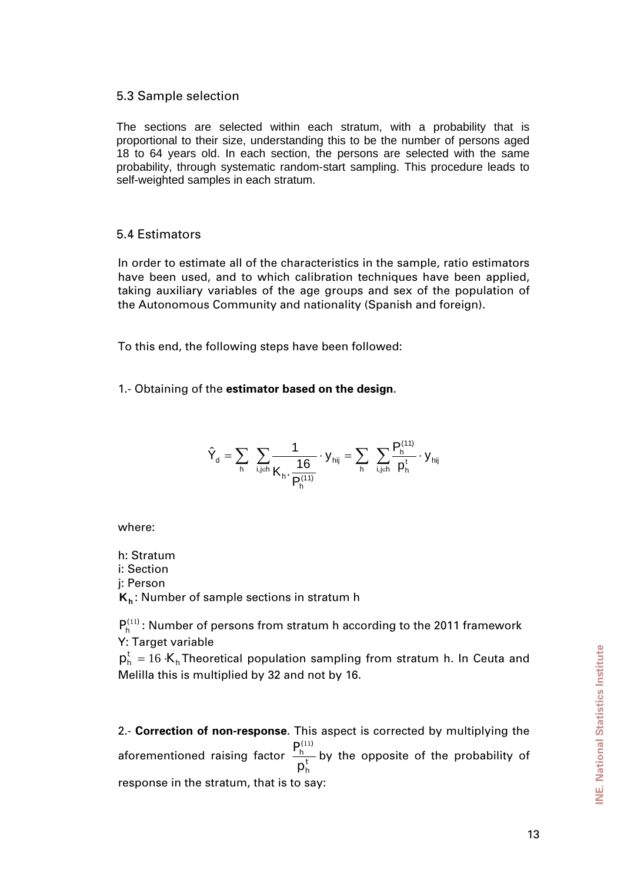## 5.3 Sample selection

The sections are selected within each stratum, with a probability that is proportional to their size, understanding this to be the number of persons aged 18 to 64 years old. In each section, the persons are selected with the same probability, through systematic random-start sampling. This procedure leads to self-weighted samples in each stratum.

## 5.4 Estimators

In order to estimate all of the characteristics in the sample, ratio estimators have been used, and to which calibration techniques have been applied, taking auxiliary variables of the age groups and sex of the population of the Autonomous Community and nationality (Spanish and foreign).

To this end, the following steps have been followed:

1.- Obtaining of the **estimator based on the design**.

$$\hat{Y}_d = \sum_h \sum_{i,j \in h} \frac{1}{K_h \cdot \frac{16}{P_h^{(11)}}} \cdot y_{hij} = \sum_h \sum_{i,j \in h} \frac{P_h^{(11)}}{p_h^t} \cdot y_{hij}$$

where:

h: Stratum
i: Section
j: Person
$K_h$: Number of sample sections in stratum h

$P_h^{(11)}$: Number of persons from stratum h according to the 2011 framework
Y: Target variable
$p_h^t = 16 \cdot K_h$ Theoretical population sampling from stratum h. In Ceuta and Melilla this is multiplied by 32 and not by 16.

2.- **Correction of non-response**. This aspect is corrected by multiplying the aforementioned raising factor $\frac{P_h^{(11)}}{p_h^t}$ by the opposite of the probability of response in the stratum, that is to say: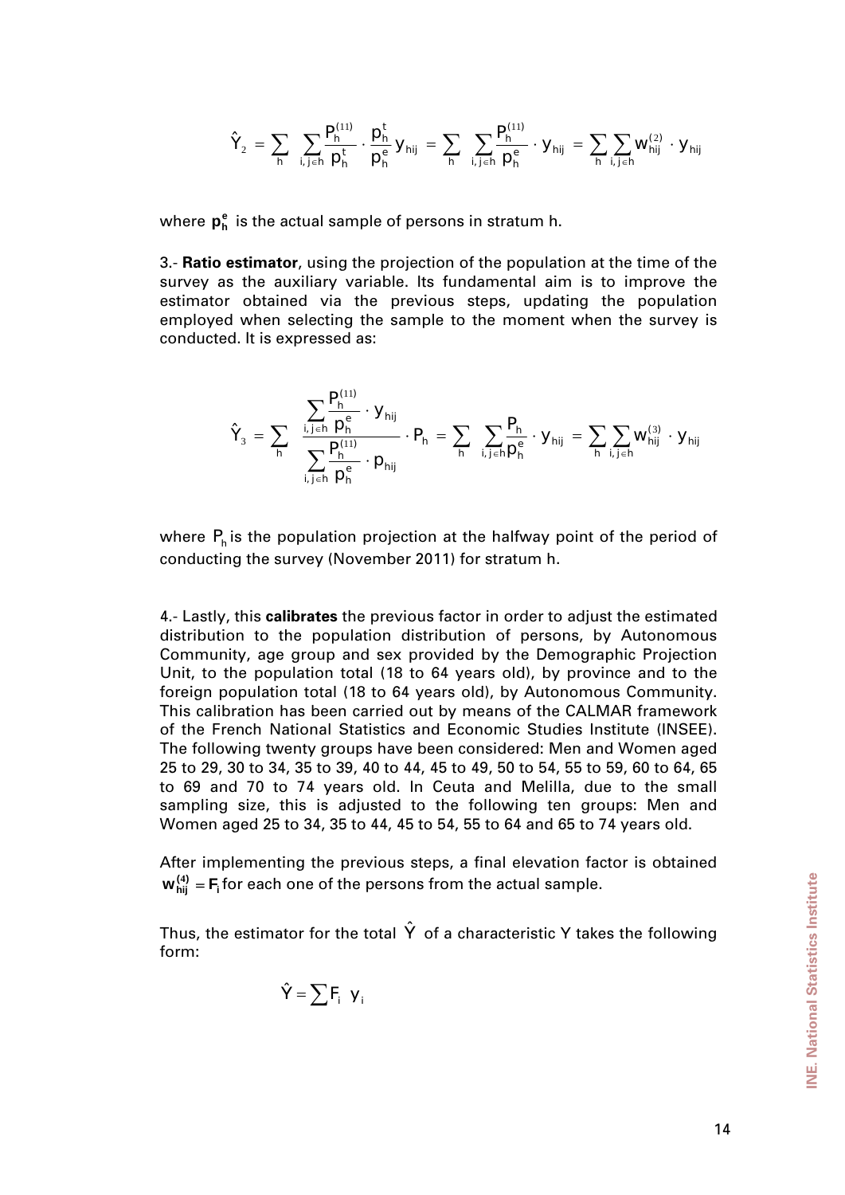$$\hat{Y}_2 = \sum_h \sum_{i,j \in h} \frac{P_h^{(11)}}{p_h^t} \cdot \frac{p_h^t}{p_h^e} y_{hij} = \sum_h \sum_{i,j \in h} \frac{P_h^{(11)}}{p_h^e} \cdot y_{hij} = \sum_h \sum_{i,j \in h} w_{hij}^{(2)} \cdot y_{hij}$$

where $\mathbf{p_h^e}$ is the actual sample of persons in stratum h.

3.- **Ratio estimator**, using the projection of the population at the time of the survey as the auxiliary variable. Its fundamental aim is to improve the estimator obtained via the previous steps, updating the population employed when selecting the sample to the moment when the survey is conducted. It is expressed as:

$$\hat{Y}_3 = \sum_h \frac{\displaystyle\sum_{i,j \in h} \frac{P_h^{(11)}}{p_h^e} \cdot y_{hij}}{\displaystyle\sum_{i,j \in h} \frac{P_h^{(11)}}{p_h^e} \cdot p_{hij}} \cdot P_h = \sum_h \sum_{i,j \in h} \frac{P_h}{p_h^e} \cdot y_{hij} = \sum_h \sum_{i,j \in h} w_{hij}^{(3)} \cdot y_{hij}$$

where $P_h$ is the population projection at the halfway point of the period of conducting the survey (November 2011) for stratum h.

4.- Lastly, this **calibrates** the previous factor in order to adjust the estimated distribution to the population distribution of persons, by Autonomous Community, age group and sex provided by the Demographic Projection Unit, to the population total (18 to 64 years old), by province and to the foreign population total (18 to 64 years old), by Autonomous Community. This calibration has been carried out by means of the CALMAR framework of the French National Statistics and Economic Studies Institute (INSEE). The following twenty groups have been considered: Men and Women aged 25 to 29, 30 to 34, 35 to 39, 40 to 44, 45 to 49, 50 to 54, 55 to 59, 60 to 64, 65 to 69 and 70 to 74 years old. In Ceuta and Melilla, due to the small sampling size, this is adjusted to the following ten groups: Men and Women aged 25 to 34, 35 to 44, 45 to 54, 55 to 64 and 65 to 74 years old.

After implementing the previous steps, a final elevation factor is obtained $\mathbf{w_{hij}^{(4)} = F_i}$ for each one of the persons from the actual sample.

Thus, the estimator for the total $\hat{Y}$ of a characteristic Y takes the following form:

$$\hat{Y} = \sum F_i \; y_i$$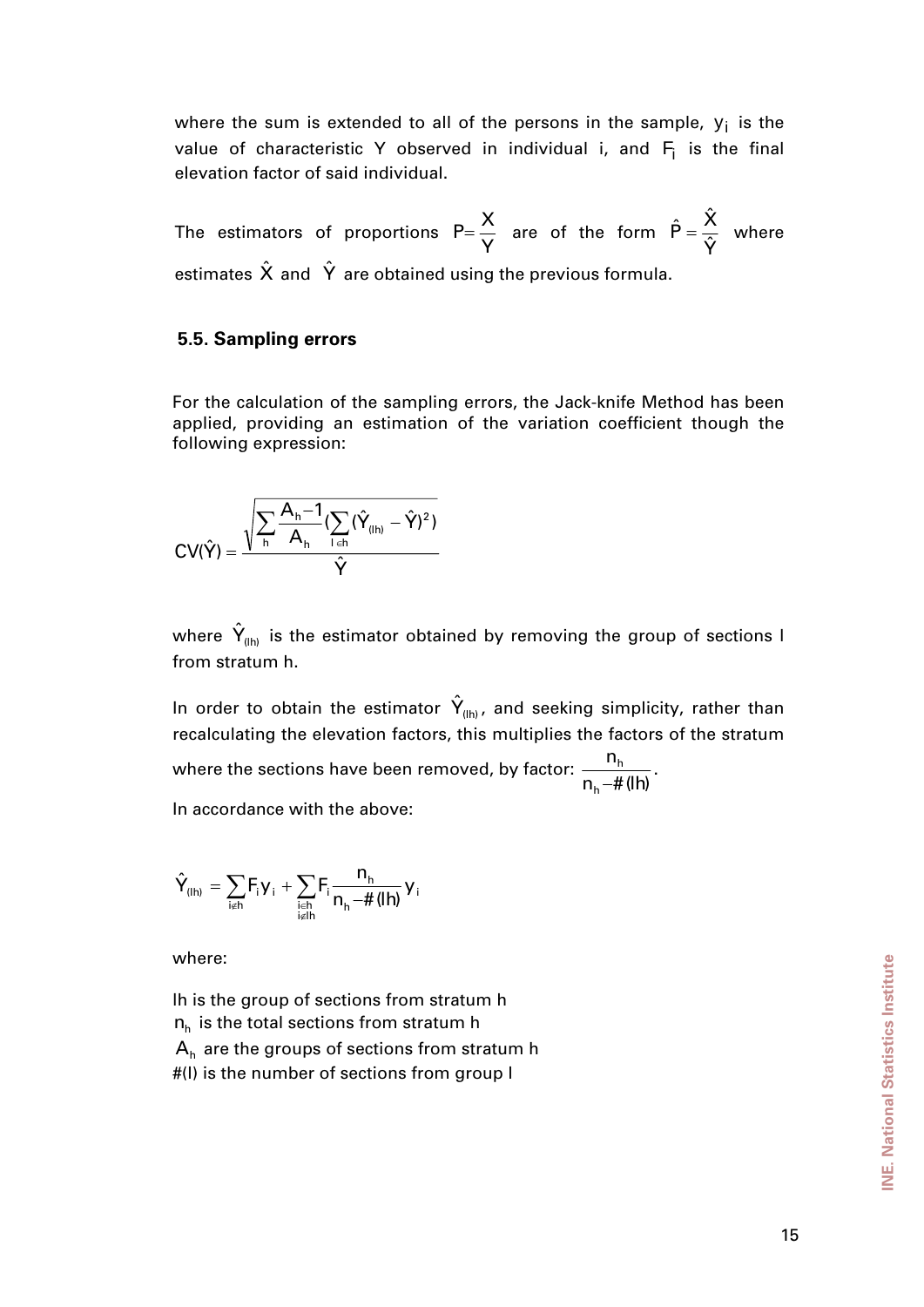where the sum is extended to all of the persons in the sample, $y_i$ is the value of characteristic Y observed in individual i, and $F_i$ is the final elevation factor of said individual.

The estimators of proportions $P = \frac{X}{Y}$ are of the form $\hat{P} = \frac{\hat{X}}{\hat{Y}}$ where estimates $\hat{X}$ and $\hat{Y}$ are obtained using the previous formula.

### 5.5. Sampling errors

For the calculation of the sampling errors, the Jack-knife Method has been applied, providing an estimation of the variation coefficient though the following expression:

$$CV(\hat{Y}) = \frac{\sqrt{\sum_{h} \frac{A_h - 1}{A_h} \left( \sum_{l \in h} (\hat{Y}_{(lh)} - \hat{Y})^2 \right)}}{\hat{Y}}$$

where $\hat{Y}_{(lh)}$ is the estimator obtained by removing the group of sections l from stratum h.

In order to obtain the estimator $\hat{Y}_{(lh)}$, and seeking simplicity, rather than recalculating the elevation factors, this multiplies the factors of the stratum where the sections have been removed, by factor: $\frac{n_h}{n_h - \#(lh)}$.

In accordance with the above:

$$\hat{Y}_{(lh)} = \sum_{i \notin h} F_i y_i + \sum_{\substack{i \in h \\ i \notin lh}} F_i \frac{n_h}{n_h - \#(lh)} y_i$$

where:

lh is the group of sections from stratum h
$n_h$ is the total sections from stratum h
$A_h$ are the groups of sections from stratum h
#(l) is the number of sections from group l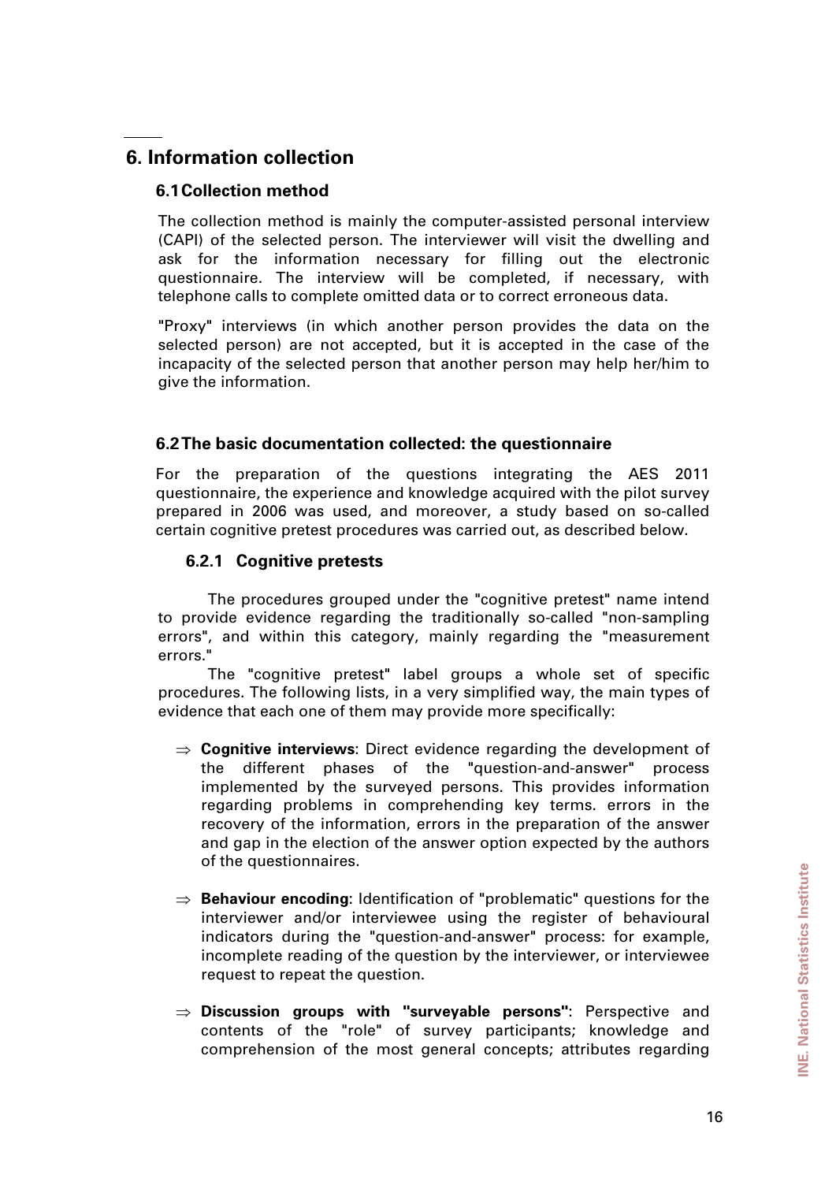# 6. Information collection

## 6.1 Collection method

The collection method is mainly the computer-assisted personal interview (CAPI) of the selected person. The interviewer will visit the dwelling and ask for the information necessary for filling out the electronic questionnaire. The interview will be completed, if necessary, with telephone calls to complete omitted data or to correct erroneous data.

"Proxy" interviews (in which another person provides the data on the selected person) are not accepted, but it is accepted in the case of the incapacity of the selected person that another person may help her/him to give the information.

## 6.2 The basic documentation collected: the questionnaire

For the preparation of the questions integrating the AES 2011 questionnaire, the experience and knowledge acquired with the pilot survey prepared in 2006 was used, and moreover, a study based on so-called certain cognitive pretest procedures was carried out, as described below.

### 6.2.1 Cognitive pretests

The procedures grouped under the "cognitive pretest" name intend to provide evidence regarding the traditionally so-called "non-sampling errors", and within this category, mainly regarding the "measurement errors."

The "cognitive pretest" label groups a whole set of specific procedures. The following lists, in a very simplified way, the main types of evidence that each one of them may provide more specifically:

⇒ **Cognitive interviews**: Direct evidence regarding the development of the different phases of the "question-and-answer" process implemented by the surveyed persons. This provides information regarding problems in comprehending key terms. errors in the recovery of the information, errors in the preparation of the answer and gap in the election of the answer option expected by the authors of the questionnaires.

⇒ **Behaviour encoding**: Identification of "problematic" questions for the interviewer and/or interviewee using the register of behavioural indicators during the "question-and-answer" process: for example, incomplete reading of the question by the interviewer, or interviewee request to repeat the question.

⇒ **Discussion groups with "surveyable persons"**: Perspective and contents of the "role" of survey participants; knowledge and comprehension of the most general concepts; attributes regarding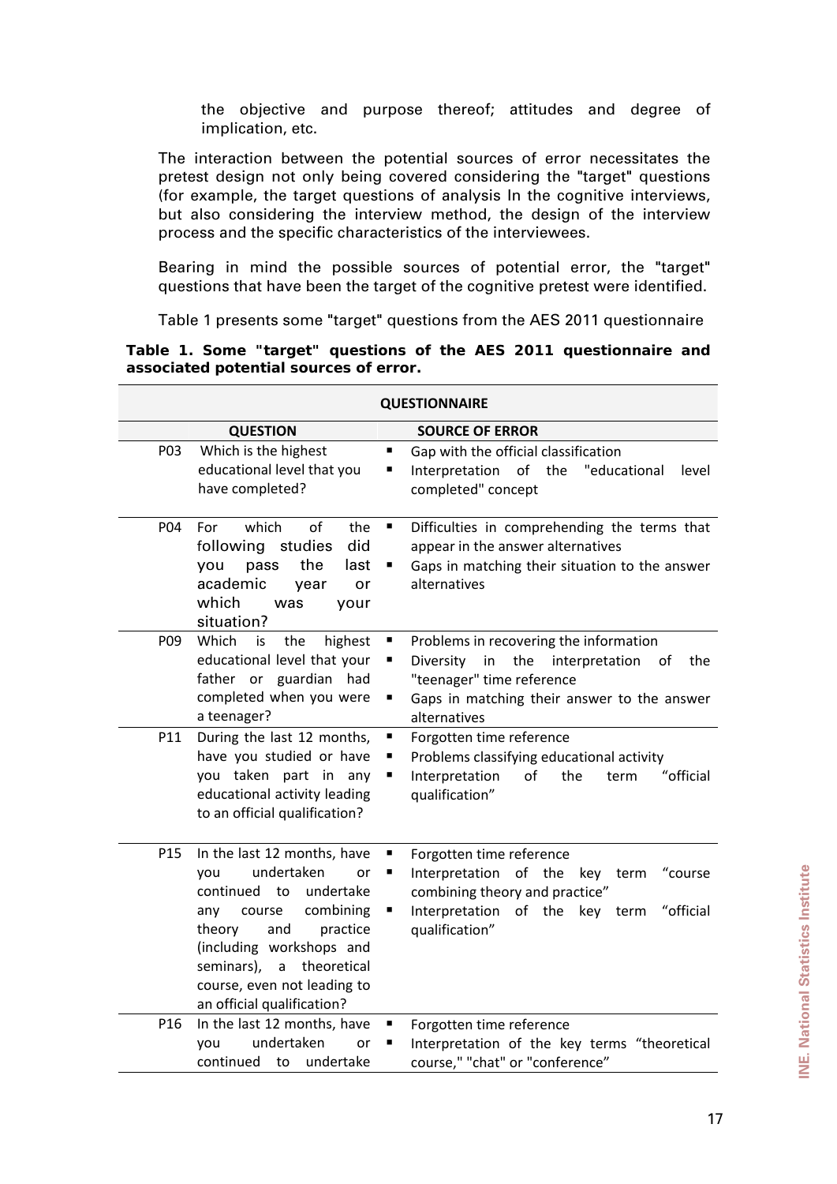the objective and purpose thereof; attitudes and degree of implication, etc.

The interaction between the potential sources of error necessitates the pretest design not only being covered considering the "target" questions (for example, the target questions of analysis In the cognitive interviews, but also considering the interview method, the design of the interview process and the specific characteristics of the interviewees.

Bearing in mind the possible sources of potential error, the "target" questions that have been the target of the cognitive pretest were identified.

Table 1 presents some "target" questions from the AES 2011 questionnaire

**Table 1. Some "target" questions of the AES 2011 questionnaire and associated potential sources of error.**

| QUESTIONNAIRE | | |
|---|---|---|
| | **QUESTION** | **SOURCE OF ERROR** |
| P03 | Which is the highest educational level that you have completed? | ▪ Gap with the official classification<br>▪ Interpretation of the "educational level completed" concept |
| P04 | For which of the following studies did you pass the last academic year or which was your situation? | ▪ Difficulties in comprehending the terms that appear in the answer alternatives<br>▪ Gaps in matching their situation to the answer alternatives |
| P09 | Which is the highest educational level that your father or guardian had completed when you were a teenager? | ▪ Problems in recovering the information<br>▪ Diversity in the interpretation of the "teenager" time reference<br>▪ Gaps in matching their answer to the answer alternatives |
| P11 | During the last 12 months, have you studied or have you taken part in any educational activity leading to an official qualification? | ▪ Forgotten time reference<br>▪ Problems classifying educational activity<br>▪ Interpretation of the term "official qualification" |
| P15 | In the last 12 months, have you undertaken or continued to undertake any course combining theory and practice (including workshops and seminars), a theoretical course, even not leading to an official qualification? | ▪ Forgotten time reference<br>▪ Interpretation of the key term "course combining theory and practice"<br>▪ Interpretation of the key term "official qualification" |
| P16 | In the last 12 months, have you undertaken or continued to undertake | ▪ Forgotten time reference<br>▪ Interpretation of the key terms "theoretical course," "chat" or "conference" |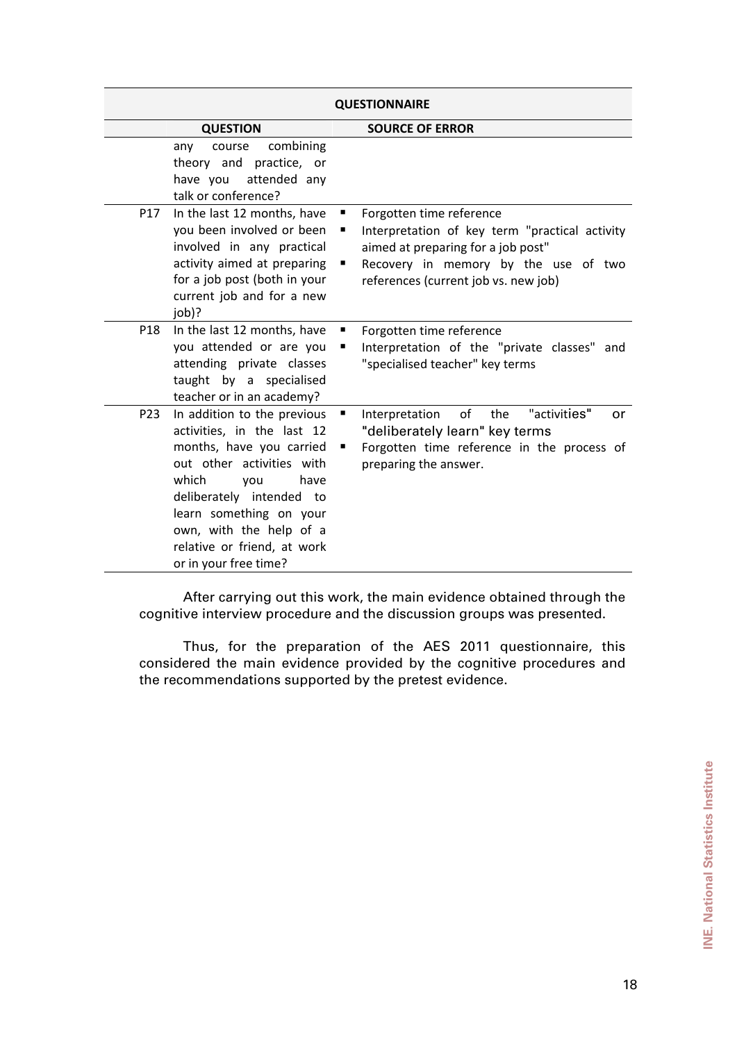| QUESTIONNAIRE | | |
|---|---|---|
| | **QUESTION** | **SOURCE OF ERROR** |
| | any course combining theory and practice, or have you attended any talk or conference? | |
| P17 | In the last 12 months, have you been involved or been involved in any practical activity aimed at preparing for a job post (both in your current job and for a new job)? | ▪ Forgotten time reference<br>▪ Interpretation of key term "practical activity aimed at preparing for a job post"<br>▪ Recovery in memory by the use of two references (current job vs. new job) |
| P18 | In the last 12 months, have you attended or are you attending private classes taught by a specialised teacher or in an academy? | ▪ Forgotten time reference<br>▪ Interpretation of the "private classes" and "specialised teacher" key terms |
| P23 | In addition to the previous activities, in the last 12 months, have you carried out other activities with which you have deliberately intended to learn something on your own, with the help of a relative or friend, at work or in your free time? | ▪ Interpretation of the "activities" or "deliberately learn" key terms<br>▪ Forgotten time reference in the process of preparing the answer. |

After carrying out this work, the main evidence obtained through the cognitive interview procedure and the discussion groups was presented.

Thus, for the preparation of the AES 2011 questionnaire, this considered the main evidence provided by the cognitive procedures and the recommendations supported by the pretest evidence.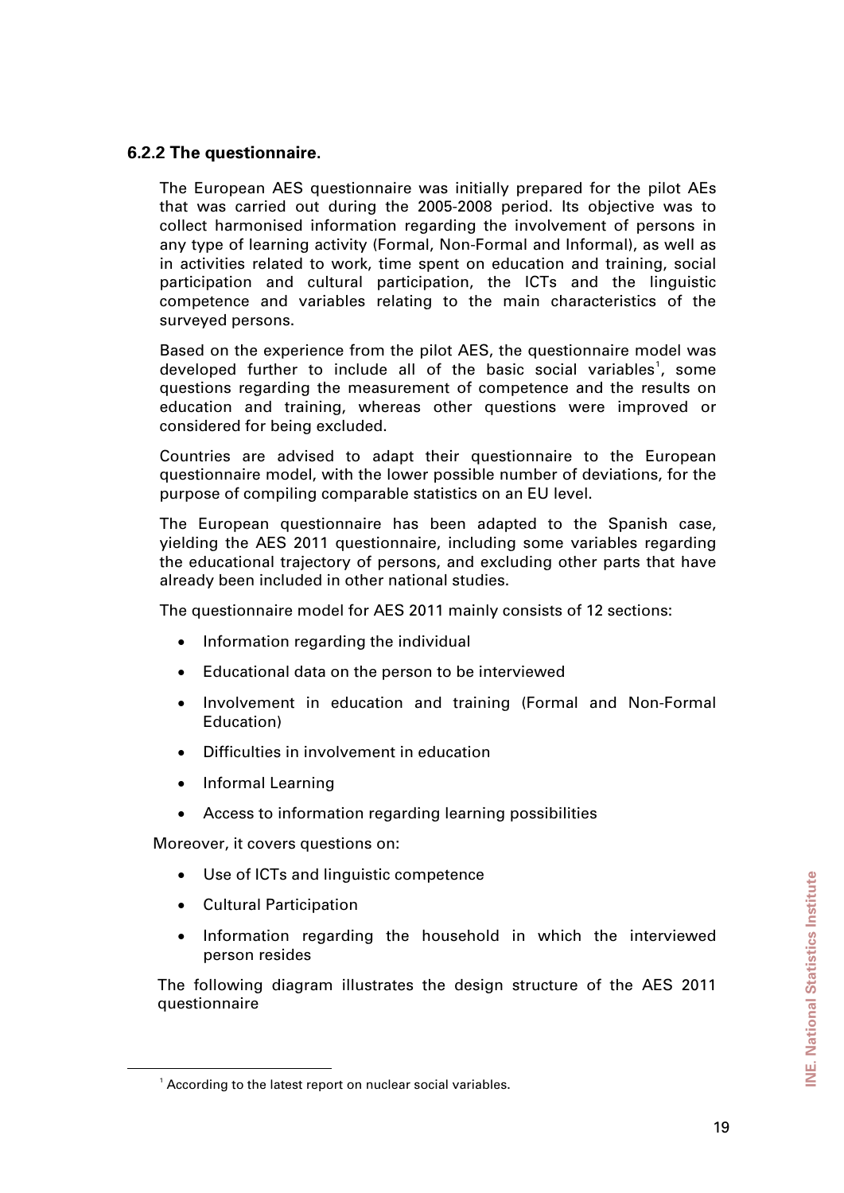### 6.2.2 The questionnaire.

The European AES questionnaire was initially prepared for the pilot AEs that was carried out during the 2005-2008 period. Its objective was to collect harmonised information regarding the involvement of persons in any type of learning activity (Formal, Non-Formal and Informal), as well as in activities related to work, time spent on education and training, social participation and cultural participation, the ICTs and the linguistic competence and variables relating to the main characteristics of the surveyed persons.

Based on the experience from the pilot AES, the questionnaire model was developed further to include all of the basic social variables[1], some questions regarding the measurement of competence and the results on education and training, whereas other questions were improved or considered for being excluded.

Countries are advised to adapt their questionnaire to the European questionnaire model, with the lower possible number of deviations, for the purpose of compiling comparable statistics on an EU level.

The European questionnaire has been adapted to the Spanish case, yielding the AES 2011 questionnaire, including some variables regarding the educational trajectory of persons, and excluding other parts that have already been included in other national studies.

The questionnaire model for AES 2011 mainly consists of 12 sections:

- Information regarding the individual
- Educational data on the person to be interviewed
- Involvement in education and training (Formal and Non-Formal Education)
- Difficulties in involvement in education
- Informal Learning
- Access to information regarding learning possibilities

Moreover, it covers questions on:

- Use of ICTs and linguistic competence
- Cultural Participation
- Information regarding the household in which the interviewed person resides

The following diagram illustrates the design structure of the AES 2011 questionnaire

[1] According to the latest report on nuclear social variables.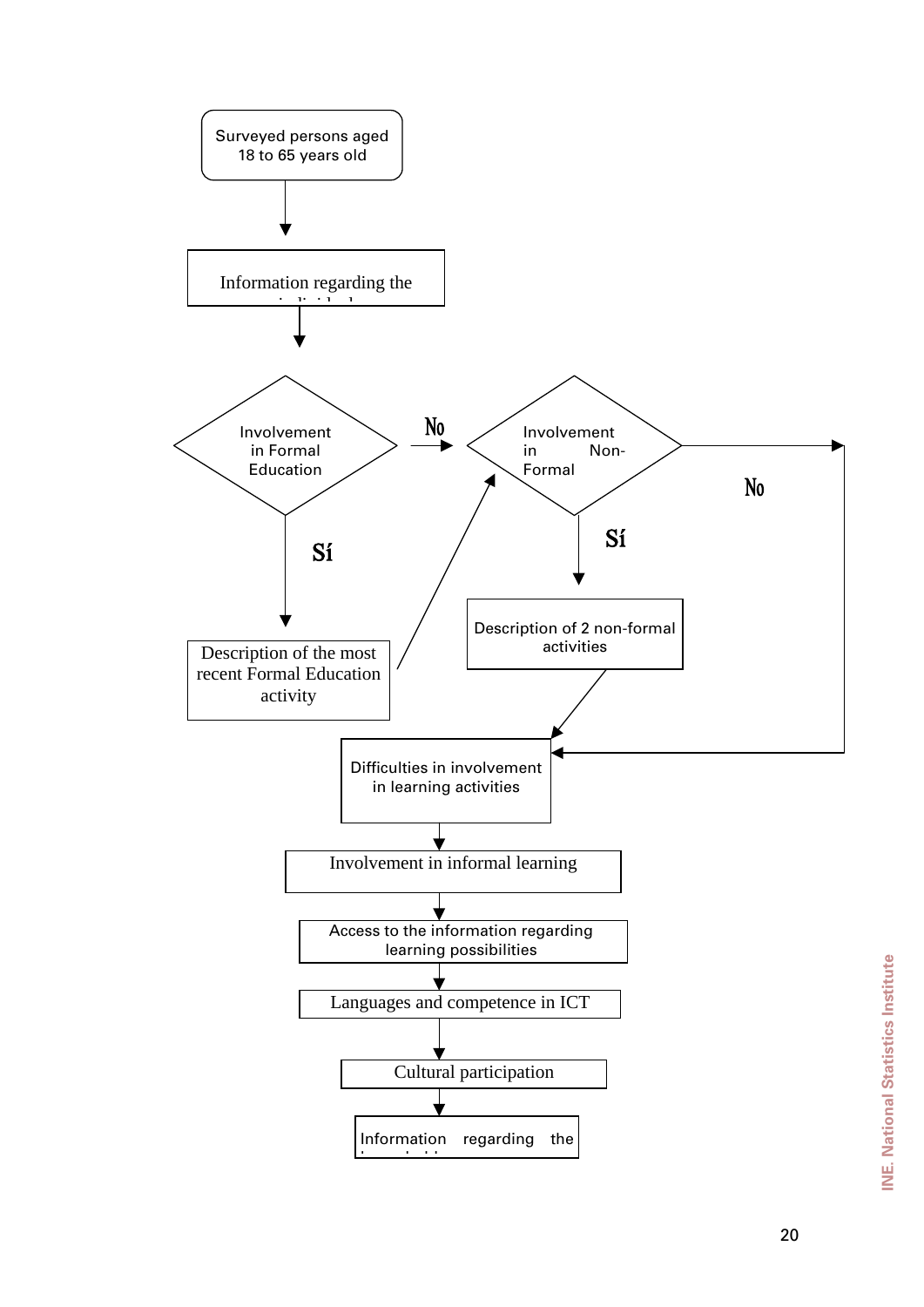Surveyed persons aged 18 to 65 years old

Information regarding the individual

Involvement in Formal Education

No

Sí

Description of the most recent Formal Education activity

Involvement in Non-Formal

No

Sí

Description of 2 non-formal activities

Difficulties in involvement in learning activities

Involvement in informal learning

Access to the information regarding learning possibilities

Languages and competence in ICT

Cultural participation

Information regarding the household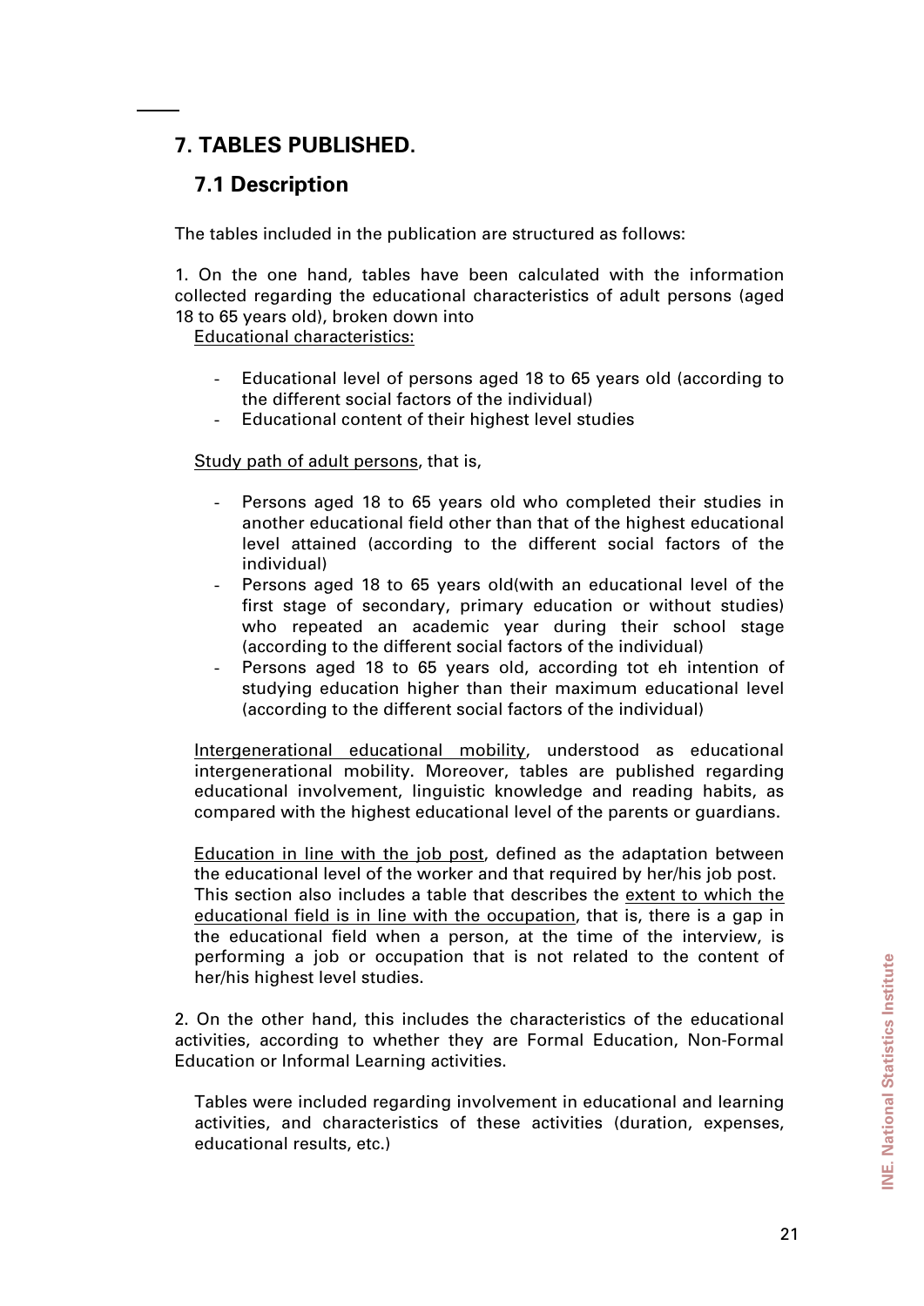## 7. TABLES PUBLISHED.

### 7.1 Description

The tables included in the publication are structured as follows:

1. On the one hand, tables have been calculated with the information collected regarding the educational characteristics of adult persons (aged 18 to 65 years old), broken down into

Educational characteristics:

- Educational level of persons aged 18 to 65 years old (according to the different social factors of the individual)
- Educational content of their highest level studies

Study path of adult persons, that is,

- Persons aged 18 to 65 years old who completed their studies in another educational field other than that of the highest educational level attained (according to the different social factors of the individual)
- Persons aged 18 to 65 years old(with an educational level of the first stage of secondary, primary education or without studies) who repeated an academic year during their school stage (according to the different social factors of the individual)
- Persons aged 18 to 65 years old, according tot eh intention of studying education higher than their maximum educational level (according to the different social factors of the individual)

Intergenerational educational mobility, understood as educational intergenerational mobility. Moreover, tables are published regarding educational involvement, linguistic knowledge and reading habits, as compared with the highest educational level of the parents or guardians.

Education in line with the job post, defined as the adaptation between the educational level of the worker and that required by her/his job post. This section also includes a table that describes the extent to which the educational field is in line with the occupation, that is, there is a gap in the educational field when a person, at the time of the interview, is performing a job or occupation that is not related to the content of her/his highest level studies.

2. On the other hand, this includes the characteristics of the educational activities, according to whether they are Formal Education, Non-Formal Education or Informal Learning activities.

Tables were included regarding involvement in educational and learning activities, and characteristics of these activities (duration, expenses, educational results, etc.)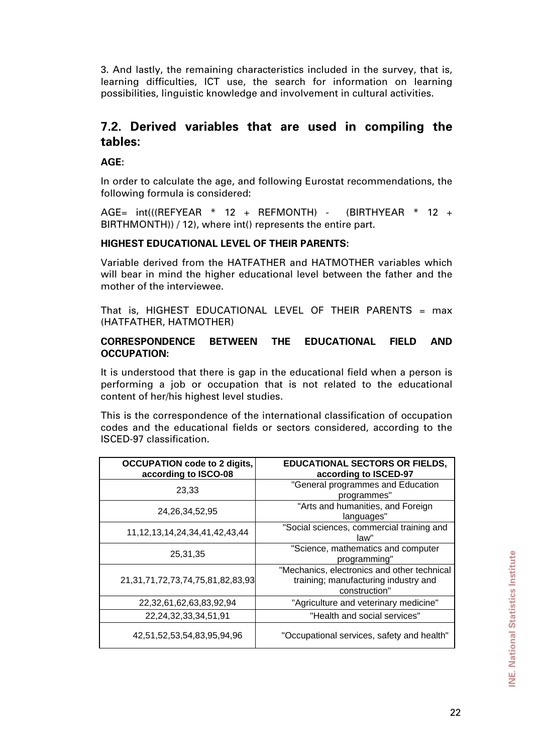3. And lastly, the remaining characteristics included in the survey, that is, learning difficulties, ICT use, the search for information on learning possibilities, linguistic knowledge and involvement in cultural activities.

## 7.2. Derived variables that are used in compiling the tables:

**AGE:**

In order to calculate the age, and following Eurostat recommendations, the following formula is considered:

AGE= int(((REFYEAR * 12 + REFMONTH) - (BIRTHYEAR * 12 + BIRTHMONTH)) / 12), where int() represents the entire part.

**HIGHEST EDUCATIONAL LEVEL OF THEIR PARENTS:**

Variable derived from the HATFATHER and HATMOTHER variables which will bear in mind the higher educational level between the father and the mother of the interviewee.

That is, HIGHEST EDUCATIONAL LEVEL OF THEIR PARENTS = max (HATFATHER, HATMOTHER)

**CORRESPONDENCE BETWEEN THE EDUCATIONAL FIELD AND OCCUPATION:**

It is understood that there is gap in the educational field when a person is performing a job or occupation that is not related to the educational content of her/his highest level studies.

This is the correspondence of the international classification of occupation codes and the educational fields or sectors considered, according to the ISCED-97 classification.

| OCCUPATION code to 2 digits, according to ISCO-08 | EDUCATIONAL SECTORS OR FIELDS, according to ISCED-97 |
|---|---|
| 23,33 | "General programmes and Education programmes" |
| 24,26,34,52,95 | "Arts and humanities, and Foreign languages" |
| 11,12,13,14,24,34,41,42,43,44 | "Social sciences, commercial training and law" |
| 25,31,35 | "Science, mathematics and computer programming" |
| 21,31,71,72,73,74,75,81,82,83,93 | "Mechanics, electronics and other technical training; manufacturing industry and construction" |
| 22,32,61,62,63,83,92,94 | "Agriculture and veterinary medicine" |
| 22,24,32,33,34,51,91 | "Health and social services" |
| 42,51,52,53,54,83,95,94,96 | "Occupational services, safety and health" |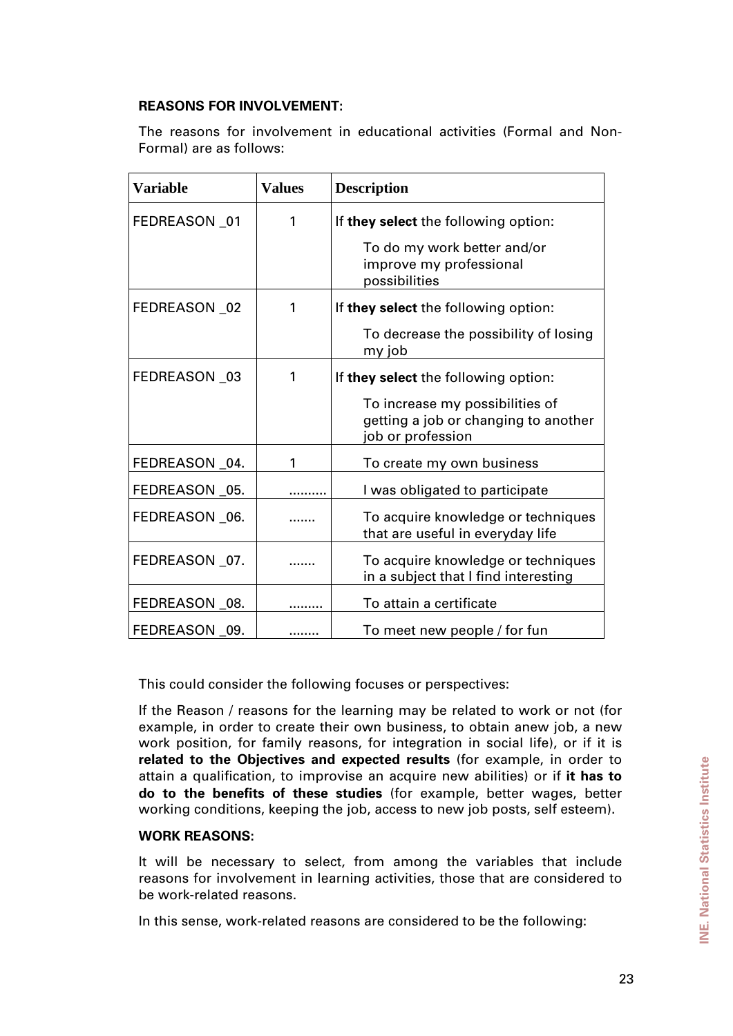**REASONS FOR INVOLVEMENT:**

The reasons for involvement in educational activities (Formal and Non-Formal) are as follows:

| Variable | Values | Description |
|---|---|---|
| FEDREASON _01 | 1 | If **they select** the following option:<br>To do my work better and/or improve my professional possibilities |
| FEDREASON _02 | 1 | If **they select** the following option:<br>To decrease the possibility of losing my job |
| FEDREASON _03 | 1 | If **they select** the following option:<br>To increase my possibilities of getting a job or changing to another job or profession |
| FEDREASON _04. | 1 | To create my own business |
| FEDREASON _05. | ......... | I was obligated to participate |
| FEDREASON _06. | ....... | To acquire knowledge or techniques that are useful in everyday life |
| FEDREASON _07. | ....... | To acquire knowledge or techniques in a subject that I find interesting |
| FEDREASON _08. | ......... | To attain a certificate |
| FEDREASON _09. | ........ | To meet new people / for fun |

This could consider the following focuses or perspectives:

If the Reason / reasons for the learning may be related to work or not (for example, in order to create their own business, to obtain anew job, a new work position, for family reasons, for integration in social life), or if it is **related to the Objectives and expected results** (for example, in order to attain a qualification, to improvise an acquire new abilities) or if **it has to do to the benefits of these studies** (for example, better wages, better working conditions, keeping the job, access to new job posts, self esteem).

**WORK REASONS:**

It will be necessary to select, from among the variables that include reasons for involvement in learning activities, those that are considered to be work-related reasons.

In this sense, work-related reasons are considered to be the following: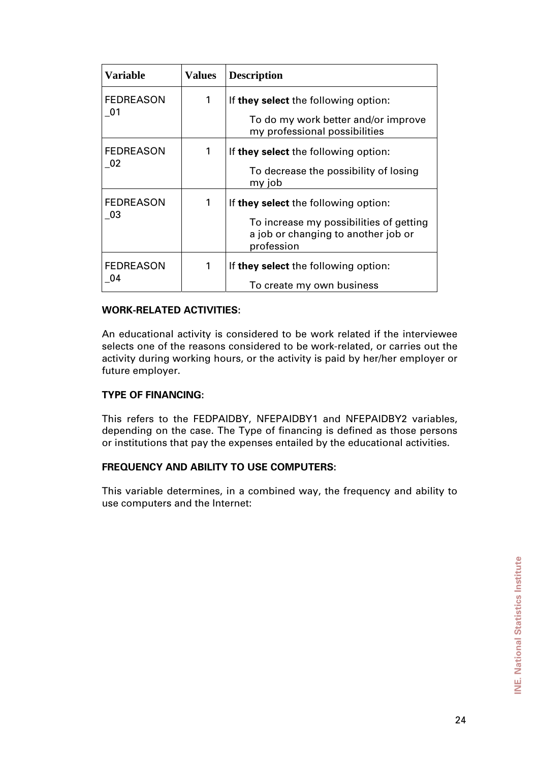| Variable | Values | Description |
|---|---|---|
| FEDREASON_01 | 1 | If **they select** the following option: To do my work better and/or improve my professional possibilities |
| FEDREASON_02 | 1 | If **they select** the following option: To decrease the possibility of losing my job |
| FEDREASON_03 | 1 | If **they select** the following option: To increase my possibilities of getting a job or changing to another job or profession |
| FEDREASON_04 | 1 | If **they select** the following option: To create my own business |

**WORK-RELATED ACTIVITIES**:

An educational activity is considered to be work related if the interviewee selects one of the reasons considered to be work-related, or carries out the activity during working hours, or the activity is paid by her/her employer or future employer.

**TYPE OF FINANCING**:

This refers to the FEDPAIDBY, NFEPAIDBY1 and NFEPAIDBY2 variables, depending on the case. The Type of financing is defined as those persons or institutions that pay the expenses entailed by the educational activities.

**FREQUENCY AND ABILITY TO USE COMPUTERS**:

This variable determines, in a combined way, the frequency and ability to use computers and the Internet: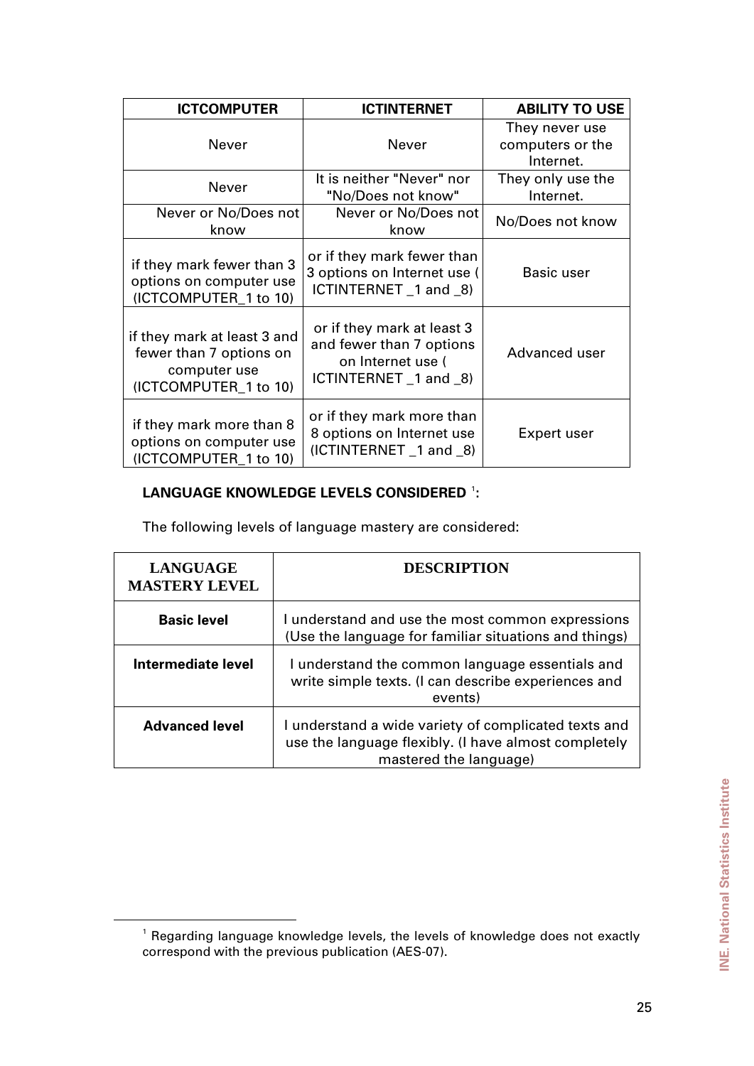| ICTCOMPUTER | ICTINTERNET | ABILITY TO USE |
|---|---|---|
| Never | Never | They never use computers or the Internet. |
| Never | It is neither "Never" nor "No/Does not know" | They only use the Internet. |
| Never or No/Does not know | Never or No/Does not know | No/Does not know |
| if they mark fewer than 3 options on computer use (ICTCOMPUTER_1 to 10) | or if they mark fewer than 3 options on Internet use ( ICTINTERNET _1 and _8) | Basic user |
| if they mark at least 3 and fewer than 7 options on computer use (ICTCOMPUTER_1 to 10) | or if they mark at least 3 and fewer than 7 options on Internet use ( ICTINTERNET _1 and _8) | Advanced user |
| if they mark more than 8 options on computer use (ICTCOMPUTER_1 to 10) | or if they mark more than 8 options on Internet use (ICTINTERNET _1 and _8) | Expert user |

**LANGUAGE KNOWLEDGE LEVELS CONSIDERED** [1]**:**

The following levels of language mastery are considered:

| LANGUAGE MASTERY LEVEL | DESCRIPTION |
|---|---|
| **Basic level** | I understand and use the most common expressions (Use the language for familiar situations and things) |
| **Intermediate level** | I understand the common language essentials and write simple texts. (I can describe experiences and events) |
| **Advanced level** | I understand a wide variety of complicated texts and use the language flexibly. (I have almost completely mastered the language) |

[1] Regarding language knowledge levels, the levels of knowledge does not exactly correspond with the previous publication (AES-07).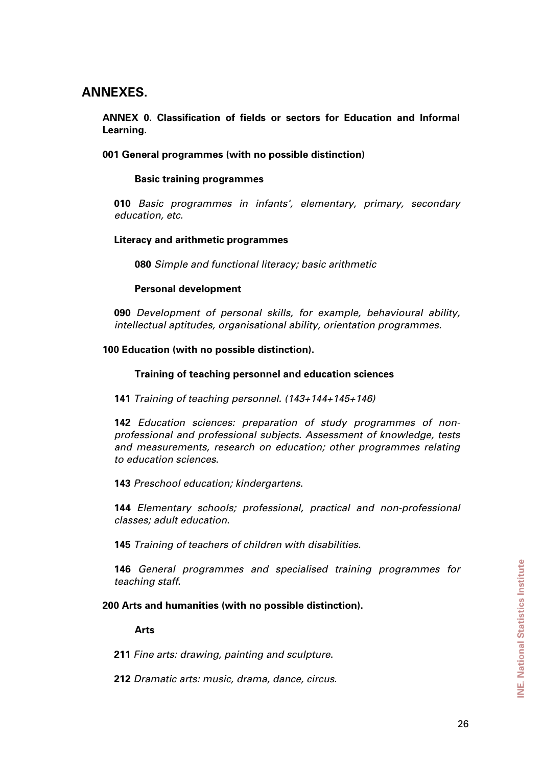# ANNEXES.

## ANNEX 0. Classification of fields or sectors for Education and Informal Learning.

**001 General programmes (with no possible distinction)**

**Basic training programmes**

**010** *Basic programmes in infants', elementary, primary, secondary education, etc.*

**Literacy and arithmetic programmes**

**080** *Simple and functional literacy; basic arithmetic*

**Personal development**

**090** *Development of personal skills, for example, behavioural ability, intellectual aptitudes, organisational ability, orientation programmes.*

**100 Education (with no possible distinction).**

**Training of teaching personnel and education sciences**

**141** *Training of teaching personnel. (143+144+145+146)*

**142** *Education sciences: preparation of study programmes of non-professional and professional subjects. Assessment of knowledge, tests and measurements, research on education; other programmes relating to education sciences.*

**143** *Preschool education; kindergartens.*

**144** *Elementary schools; professional, practical and non-professional classes; adult education.*

**145** *Training of teachers of children with disabilities.*

**146** *General programmes and specialised training programmes for teaching staff.*

**200 Arts and humanities (with no possible distinction).**

**Arts**

**211** *Fine arts: drawing, painting and sculpture.*

**212** *Dramatic arts: music, drama, dance, circus.*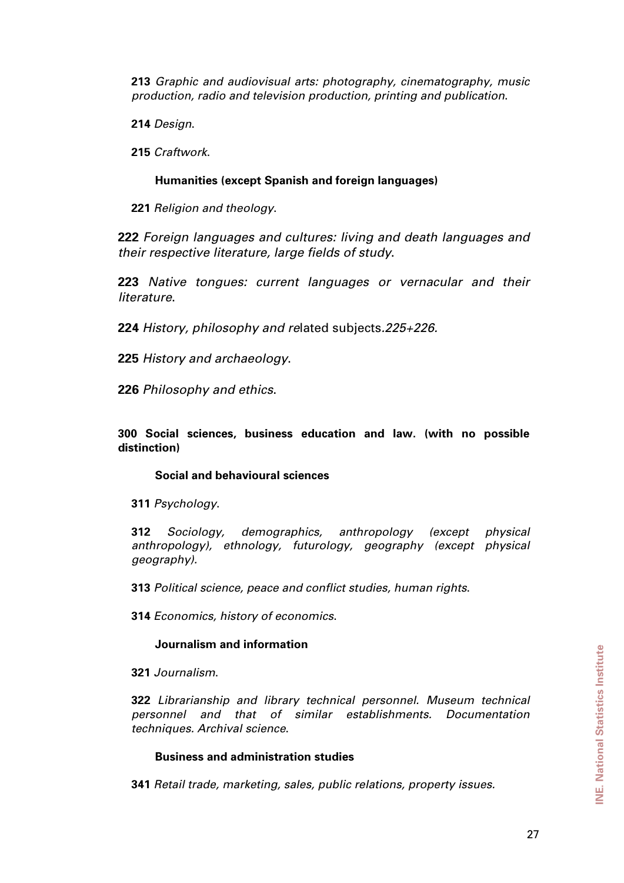**213** *Graphic and audiovisual arts: photography, cinematography, music production, radio and television production, printing and publication*.

**214** *Design*.

**215** *Craftwork*.

**Humanities (except Spanish and foreign languages)**

**221** *Religion and theology*.

**222** *Foreign languages and cultures: living and death languages and their respective literature, large fields of study*.

**223** *Native tongues: current languages or vernacular and their literature*.

**224** *History, philosophy and re*lated subjects.*225+226.*

**225** *History and archaeology*.

**226** *Philosophy and ethics*.

**300 Social sciences, business education and law. (with no possible distinction)**

**Social and behavioural sciences**

**311** *Psychology*.

**312** *Sociology, demographics, anthropology (except physical anthropology), ethnology, futurology, geography (except physical geography).*

**313** *Political science, peace and conflict studies, human rights*.

**314** *Economics, history of economics*.

**Journalism and information**

**321** *Journalism*.

**322** *Librarianship and library technical personnel. Museum technical personnel and that of similar establishments. Documentation techniques. Archival science*.

**Business and administration studies**

**341** *Retail trade, marketing, sales, public relations, property issues.*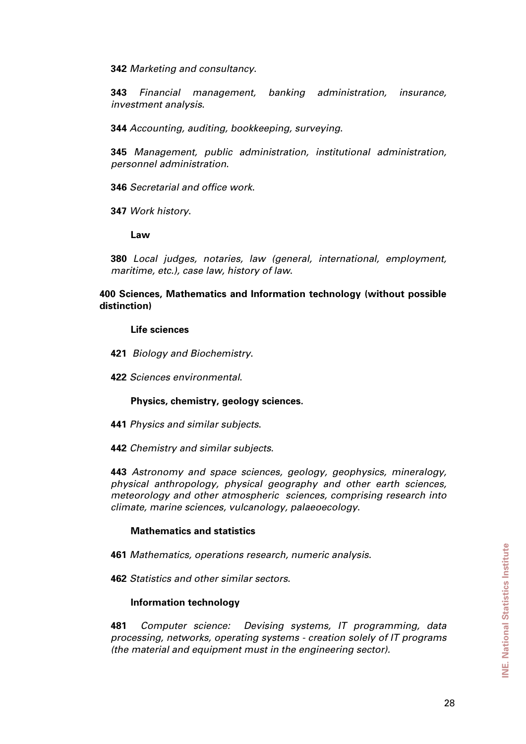**342** *Marketing and consultancy*.

**343** *Financial management, banking administration, insurance, investment analysis*.

**344** *Accounting, auditing, bookkeeping, surveying*.

**345** *Management, public administration, institutional administration, personnel administration*.

**346** *Secretarial and office work*.

**347** *Work history*.

**Law**

**380** *Local judges, notaries, law (general, international, employment, maritime, etc.), case law, history of law*.

**400 Sciences, Mathematics and Information technology (without possible distinction)**

**Life sciences**

**421** *Biology and Biochemistry*.

**422** *Sciences environmental*.

**Physics, chemistry, geology sciences.**

**441** *Physics and similar subjects*.

**442** *Chemistry and similar subjects*.

**443** *Astronomy and space sciences, geology, geophysics, mineralogy, physical anthropology, physical geography and other earth sciences, meteorology and other atmospheric sciences, comprising research into climate, marine sciences, vulcanology, palaeoecology*.

**Mathematics and statistics**

**461** *Mathematics, operations research, numeric analysis*.

**462** *Statistics and other similar sectors*.

**Information technology**

**481** *Computer science: Devising systems, IT programming, data processing, networks, operating systems - creation solely of IT programs (the material and equipment must in the engineering sector).*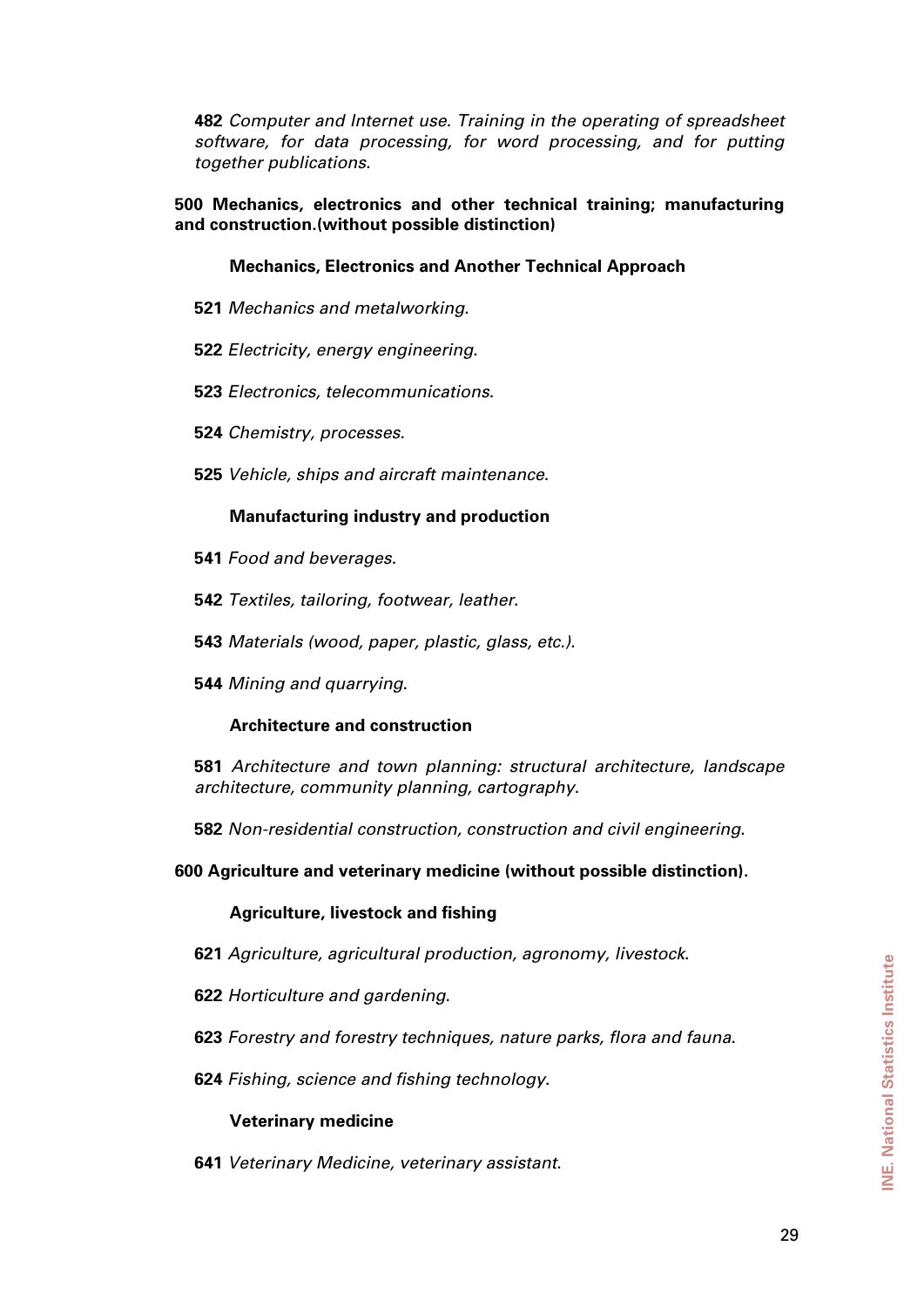**482** *Computer and Internet use. Training in the operating of spreadsheet software, for data processing, for word processing, and for putting together publications*.

**500 Mechanics, electronics and other technical training; manufacturing and construction.(without possible distinction)**

**Mechanics, Electronics and Another Technical Approach**

**521** *Mechanics and metalworking*.

**522** *Electricity, energy engineering*.

**523** *Electronics, telecommunications*.

**524** *Chemistry, processes*.

**525** *Vehicle, ships and aircraft maintenance*.

**Manufacturing industry and production**

**541** *Food and beverages*.

**542** *Textiles, tailoring, footwear, leather*.

**543** *Materials (wood, paper, plastic, glass, etc.)*.

**544** *Mining and quarrying*.

**Architecture and construction**

**581** *Architecture and town planning: structural architecture, landscape architecture, community planning, cartography*.

**582** *Non-residential construction, construction and civil engineering*.

**600 Agriculture and veterinary medicine (without possible distinction).**

**Agriculture, livestock and fishing**

**621** *Agriculture, agricultural production, agronomy, livestock*.

**622** *Horticulture and gardening*.

**623** *Forestry and forestry techniques, nature parks, flora and fauna*.

**624** *Fishing, science and fishing technology*.

**Veterinary medicine**

**641** *Veterinary Medicine, veterinary assistant*.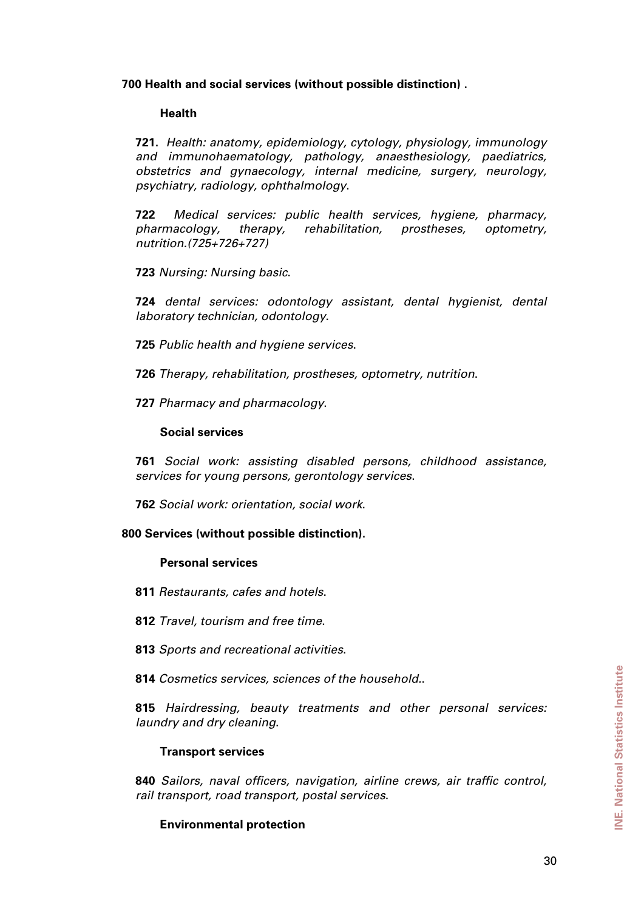**700 Health and social services (without possible distinction) .**

**Health**

**721.** *Health: anatomy, epidemiology, cytology, physiology, immunology and immunohaematology, pathology, anaesthesiology, paediatrics, obstetrics and gynaecology, internal medicine, surgery, neurology, psychiatry, radiology, ophthalmology*.

**722** *Medical services: public health services, hygiene, pharmacy, pharmacology, therapy, rehabilitation, prostheses, optometry, nutrition.(725+726+727)*

**723** *Nursing: Nursing basic*.

**724** *dental services: odontology assistant, dental hygienist, dental laboratory technician, odontology*.

**725** *Public health and hygiene services*.

**726** *Therapy, rehabilitation, prostheses, optometry, nutrition*.

**727** *Pharmacy and pharmacology*.

**Social services**

**761** *Social work: assisting disabled persons, childhood assistance, services for young persons, gerontology services*.

**762** *Social work: orientation, social work.*

**800 Services (without possible distinction).**

**Personal services**

**811** *Restaurants, cafes and hotels*.

**812** *Travel, tourism and free time*.

**813** *Sports and recreational activities*.

**814** *Cosmetics services, sciences of the household.*.

**815** *Hairdressing, beauty treatments and other personal services: laundry and dry cleaning*.

**Transport services**

**840** *Sailors, naval officers, navigation, airline crews, air traffic control, rail transport, road transport, postal services*.

**Environmental protection**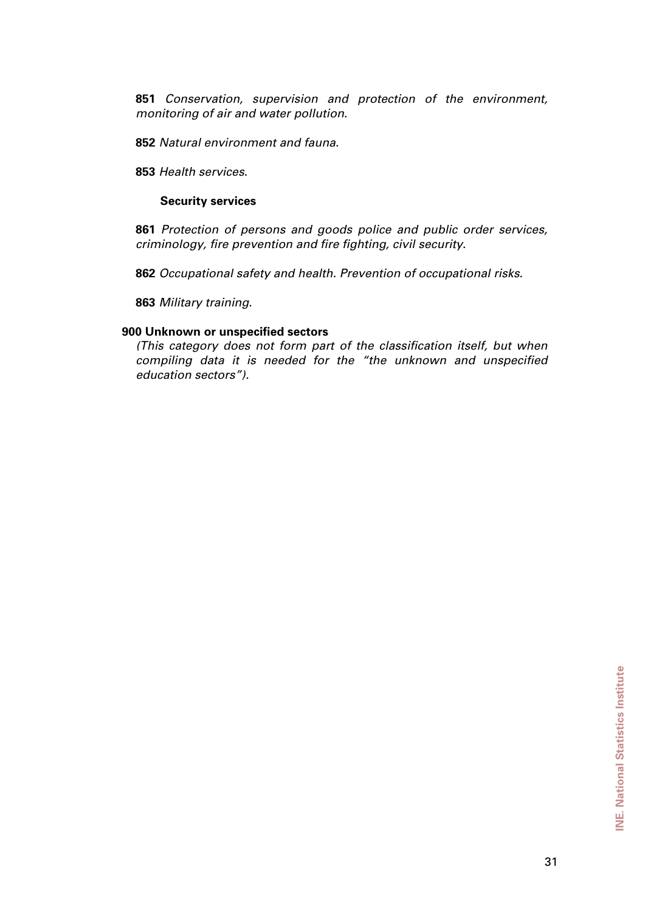**851** *Conservation, supervision and protection of the environment, monitoring of air and water pollution*.

**852** *Natural environment and fauna*.

**853** *Health services*.

**Security services**

**861** *Protection of persons and goods police and public order services, criminology, fire prevention and fire fighting, civil security*.

**862** *Occupational safety and health. Prevention of occupational risks*.

**863** *Military training*.

**900 Unknown or unspecified sectors**

*(This category does not form part of the classification itself, but when compiling data it is needed for the "the unknown and unspecified education sectors").*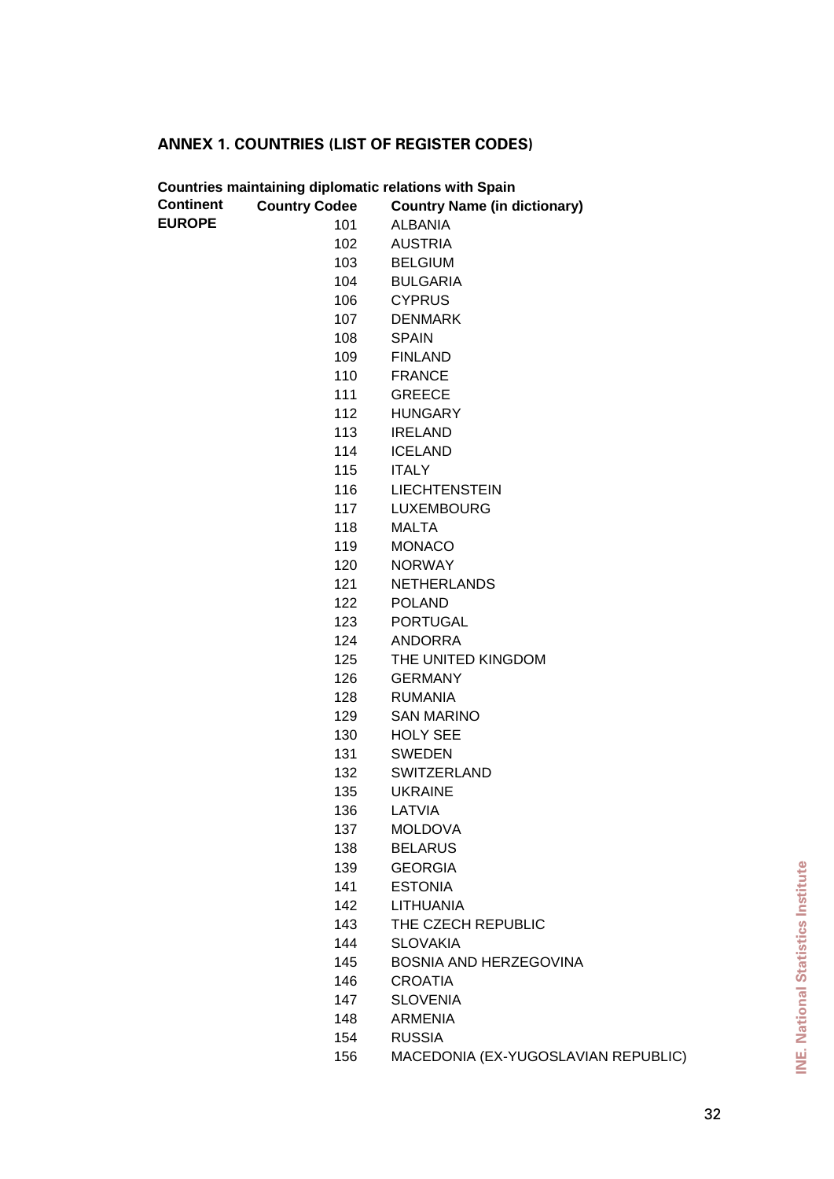## ANNEX 1. COUNTRIES (LIST OF REGISTER CODES)

**Countries maintaining diplomatic relations with Spain**

| Continent | Country Codee | Country Name (in dictionary) |
|---|---|---|
| **EUROPE** | 101 | ALBANIA |
| | 102 | AUSTRIA |
| | 103 | BELGIUM |
| | 104 | BULGARIA |
| | 106 | CYPRUS |
| | 107 | DENMARK |
| | 108 | SPAIN |
| | 109 | FINLAND |
| | 110 | FRANCE |
| | 111 | GREECE |
| | 112 | HUNGARY |
| | 113 | IRELAND |
| | 114 | ICELAND |
| | 115 | ITALY |
| | 116 | LIECHTENSTEIN |
| | 117 | LUXEMBOURG |
| | 118 | MALTA |
| | 119 | MONACO |
| | 120 | NORWAY |
| | 121 | NETHERLANDS |
| | 122 | POLAND |
| | 123 | PORTUGAL |
| | 124 | ANDORRA |
| | 125 | THE UNITED KINGDOM |
| | 126 | GERMANY |
| | 128 | RUMANIA |
| | 129 | SAN MARINO |
| | 130 | HOLY SEE |
| | 131 | SWEDEN |
| | 132 | SWITZERLAND |
| | 135 | UKRAINE |
| | 136 | LATVIA |
| | 137 | MOLDOVA |
| | 138 | BELARUS |
| | 139 | GEORGIA |
| | 141 | ESTONIA |
| | 142 | LITHUANIA |
| | 143 | THE CZECH REPUBLIC |
| | 144 | SLOVAKIA |
| | 145 | BOSNIA AND HERZEGOVINA |
| | 146 | CROATIA |
| | 147 | SLOVENIA |
| | 148 | ARMENIA |
| | 154 | RUSSIA |
| | 156 | MACEDONIA (EX-YUGOSLAVIAN REPUBLIC) |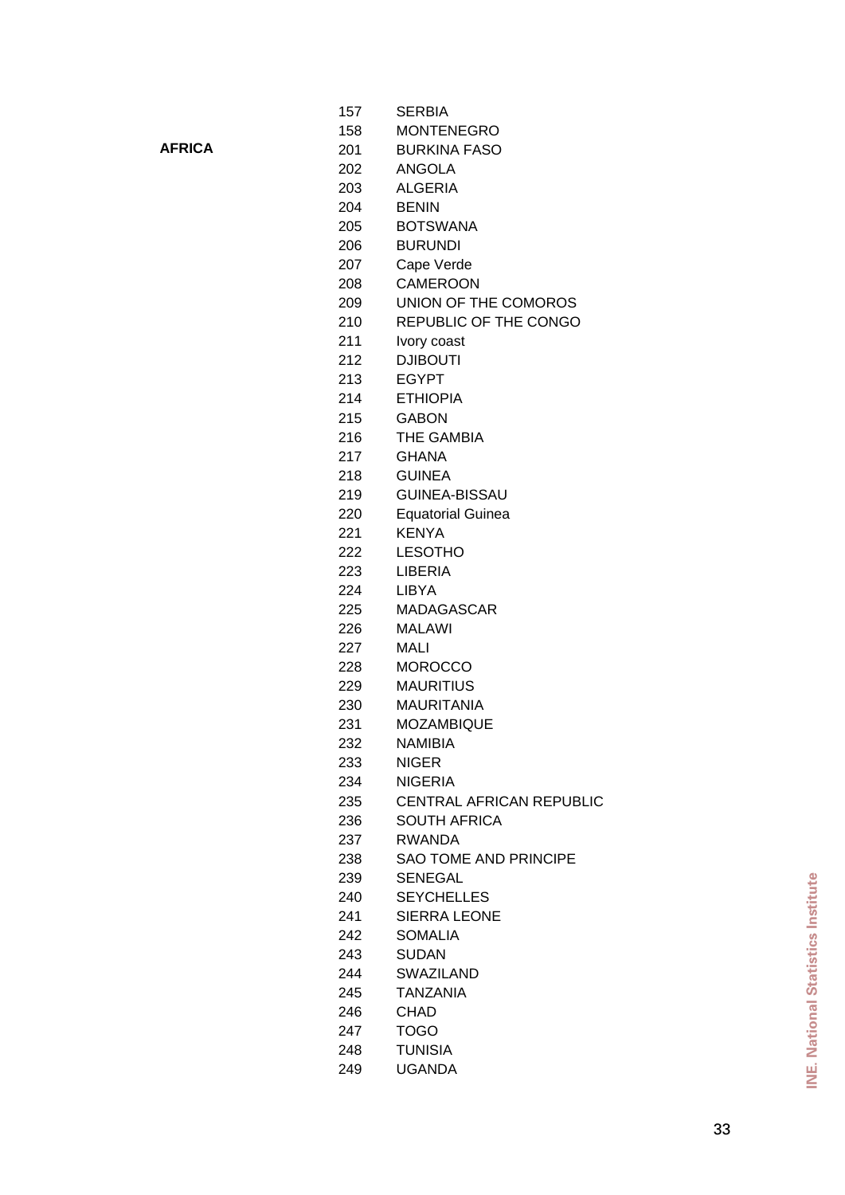| | | |
|---|---|---|
| | 157 | SERBIA |
| | 158 | MONTENEGRO |
| **AFRICA** | 201 | BURKINA FASO |
| | 202 | ANGOLA |
| | 203 | ALGERIA |
| | 204 | BENIN |
| | 205 | BOTSWANA |
| | 206 | BURUNDI |
| | 207 | Cape Verde |
| | 208 | CAMEROON |
| | 209 | UNION OF THE COMOROS |
| | 210 | REPUBLIC OF THE CONGO |
| | 211 | Ivory coast |
| | 212 | DJIBOUTI |
| | 213 | EGYPT |
| | 214 | ETHIOPIA |
| | 215 | GABON |
| | 216 | THE GAMBIA |
| | 217 | GHANA |
| | 218 | GUINEA |
| | 219 | GUINEA-BISSAU |
| | 220 | Equatorial Guinea |
| | 221 | KENYA |
| | 222 | LESOTHO |
| | 223 | LIBERIA |
| | 224 | LIBYA |
| | 225 | MADAGASCAR |
| | 226 | MALAWI |
| | 227 | MALI |
| | 228 | MOROCCO |
| | 229 | MAURITIUS |
| | 230 | MAURITANIA |
| | 231 | MOZAMBIQUE |
| | 232 | NAMIBIA |
| | 233 | NIGER |
| | 234 | NIGERIA |
| | 235 | CENTRAL AFRICAN REPUBLIC |
| | 236 | SOUTH AFRICA |
| | 237 | RWANDA |
| | 238 | SAO TOME AND PRINCIPE |
| | 239 | SENEGAL |
| | 240 | SEYCHELLES |
| | 241 | SIERRA LEONE |
| | 242 | SOMALIA |
| | 243 | SUDAN |
| | 244 | SWAZILAND |
| | 245 | TANZANIA |
| | 246 | CHAD |
| | 247 | TOGO |
| | 248 | TUNISIA |
| | 249 | UGANDA |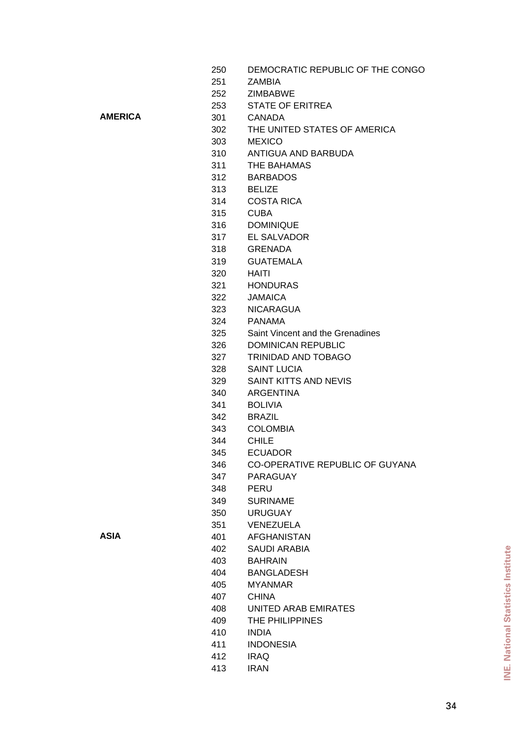| | | |
|---|---|---|
| | 250 | DEMOCRATIC REPUBLIC OF THE CONGO |
| | 251 | ZAMBIA |
| | 252 | ZIMBABWE |
| | 253 | STATE OF ERITREA |
| **AMERICA** | 301 | CANADA |
| | 302 | THE UNITED STATES OF AMERICA |
| | 303 | MEXICO |
| | 310 | ANTIGUA AND BARBUDA |
| | 311 | THE BAHAMAS |
| | 312 | BARBADOS |
| | 313 | BELIZE |
| | 314 | COSTA RICA |
| | 315 | CUBA |
| | 316 | DOMINIQUE |
| | 317 | EL SALVADOR |
| | 318 | GRENADA |
| | 319 | GUATEMALA |
| | 320 | HAITI |
| | 321 | HONDURAS |
| | 322 | JAMAICA |
| | 323 | NICARAGUA |
| | 324 | PANAMA |
| | 325 | Saint Vincent and the Grenadines |
| | 326 | DOMINICAN REPUBLIC |
| | 327 | TRINIDAD AND TOBAGO |
| | 328 | SAINT LUCIA |
| | 329 | SAINT KITTS AND NEVIS |
| | 340 | ARGENTINA |
| | 341 | BOLIVIA |
| | 342 | BRAZIL |
| | 343 | COLOMBIA |
| | 344 | CHILE |
| | 345 | ECUADOR |
| | 346 | CO-OPERATIVE REPUBLIC OF GUYANA |
| | 347 | PARAGUAY |
| | 348 | PERU |
| | 349 | SURINAME |
| | 350 | URUGUAY |
| | 351 | VENEZUELA |
| **ASIA** | 401 | AFGHANISTAN |
| | 402 | SAUDI ARABIA |
| | 403 | BAHRAIN |
| | 404 | BANGLADESH |
| | 405 | MYANMAR |
| | 407 | CHINA |
| | 408 | UNITED ARAB EMIRATES |
| | 409 | THE PHILIPPINES |
| | 410 | INDIA |
| | 411 | INDONESIA |
| | 412 | IRAQ |
| | 413 | IRAN |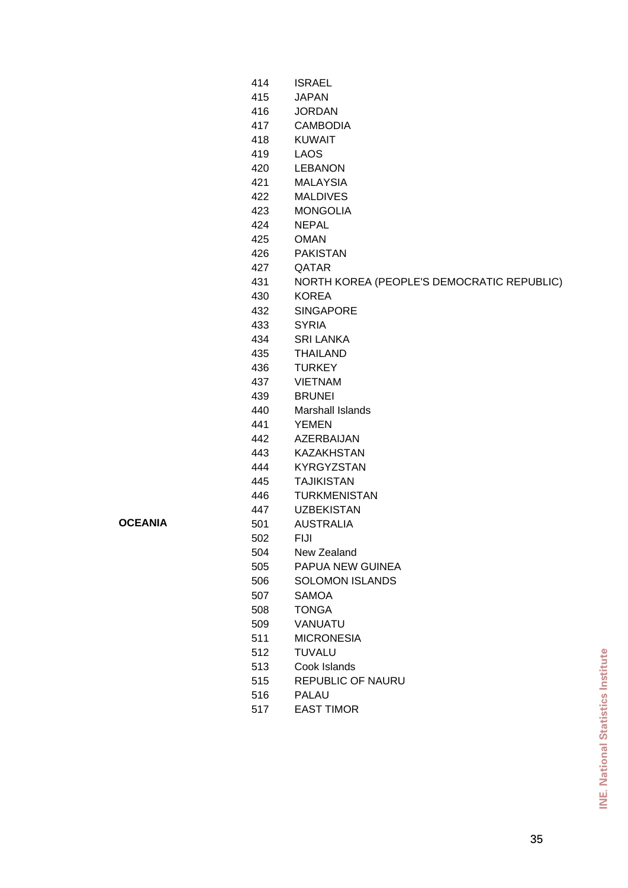| | | |
|---|---|---|
| | 414 | ISRAEL |
| | 415 | JAPAN |
| | 416 | JORDAN |
| | 417 | CAMBODIA |
| | 418 | KUWAIT |
| | 419 | LAOS |
| | 420 | LEBANON |
| | 421 | MALAYSIA |
| | 422 | MALDIVES |
| | 423 | MONGOLIA |
| | 424 | NEPAL |
| | 425 | OMAN |
| | 426 | PAKISTAN |
| | 427 | QATAR |
| | 431 | NORTH KOREA (PEOPLE'S DEMOCRATIC REPUBLIC) |
| | 430 | KOREA |
| | 432 | SINGAPORE |
| | 433 | SYRIA |
| | 434 | SRI LANKA |
| | 435 | THAILAND |
| | 436 | TURKEY |
| | 437 | VIETNAM |
| | 439 | BRUNEI |
| | 440 | Marshall Islands |
| | 441 | YEMEN |
| | 442 | AZERBAIJAN |
| | 443 | KAZAKHSTAN |
| | 444 | KYRGYZSTAN |
| | 445 | TAJIKISTAN |
| | 446 | TURKMENISTAN |
| | 447 | UZBEKISTAN |
| **OCEANIA** | 501 | AUSTRALIA |
| | 502 | FIJI |
| | 504 | New Zealand |
| | 505 | PAPUA NEW GUINEA |
| | 506 | SOLOMON ISLANDS |
| | 507 | SAMOA |
| | 508 | TONGA |
| | 509 | VANUATU |
| | 511 | MICRONESIA |
| | 512 | TUVALU |
| | 513 | Cook Islands |
| | 515 | REPUBLIC OF NAURU |
| | 516 | PALAU |
| | 517 | EAST TIMOR |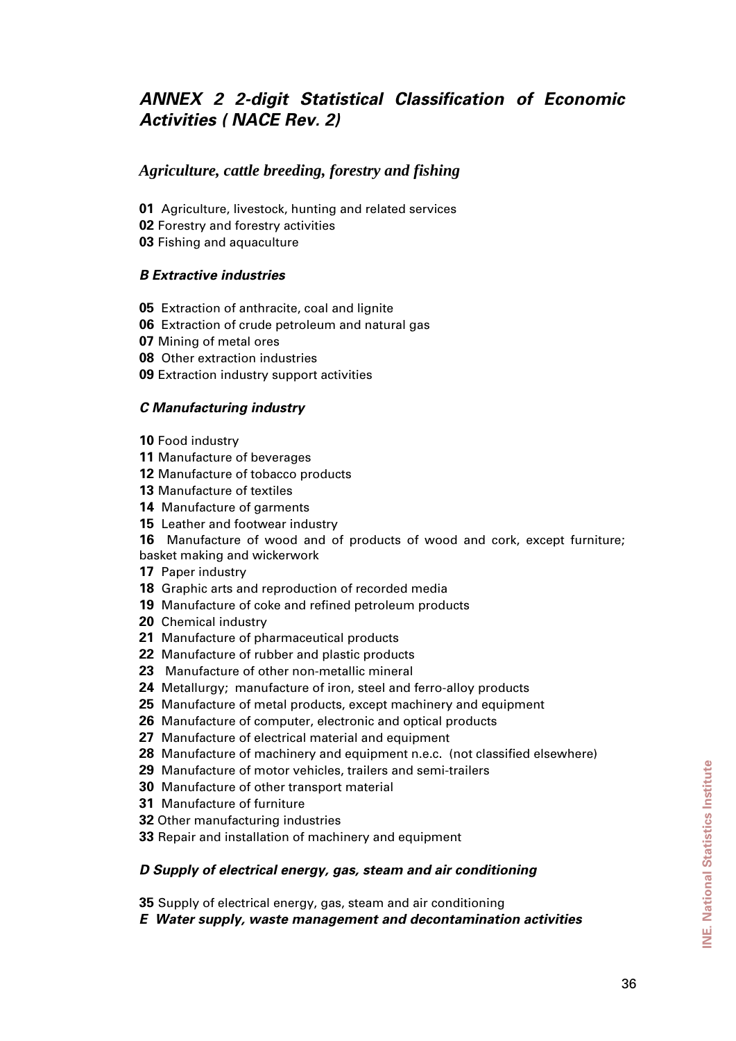## *ANNEX 2 2-digit Statistical Classification of Economic Activities ( NACE Rev. 2)*

### *Agriculture, cattle breeding, forestry and fishing*

**01** Agriculture, livestock, hunting and related services
**02** Forestry and forestry activities
**03** Fishing and aquaculture

### *B Extractive industries*

**05** Extraction of anthracite, coal and lignite
**06** Extraction of crude petroleum and natural gas
**07** Mining of metal ores
**08** Other extraction industries
**09** Extraction industry support activities

### *C Manufacturing industry*

**10** Food industry
**11** Manufacture of beverages
**12** Manufacture of tobacco products
**13** Manufacture of textiles
**14** Manufacture of garments
**15** Leather and footwear industry
**16** Manufacture of wood and of products of wood and cork, except furniture; basket making and wickerwork
**17** Paper industry
**18** Graphic arts and reproduction of recorded media
**19** Manufacture of coke and refined petroleum products
**20** Chemical industry
**21** Manufacture of pharmaceutical products
**22** Manufacture of rubber and plastic products
**23** Manufacture of other non-metallic mineral
**24** Metallurgy; manufacture of iron, steel and ferro-alloy products
**25** Manufacture of metal products, except machinery and equipment
**26** Manufacture of computer, electronic and optical products
**27** Manufacture of electrical material and equipment
**28** Manufacture of machinery and equipment n.e.c. (not classified elsewhere)
**29** Manufacture of motor vehicles, trailers and semi-trailers
**30** Manufacture of other transport material
**31** Manufacture of furniture
**32** Other manufacturing industries
**33** Repair and installation of machinery and equipment

### *D Supply of electrical energy, gas, steam and air conditioning*

**35** Supply of electrical energy, gas, steam and air conditioning

### *E Water supply, waste management and decontamination activities*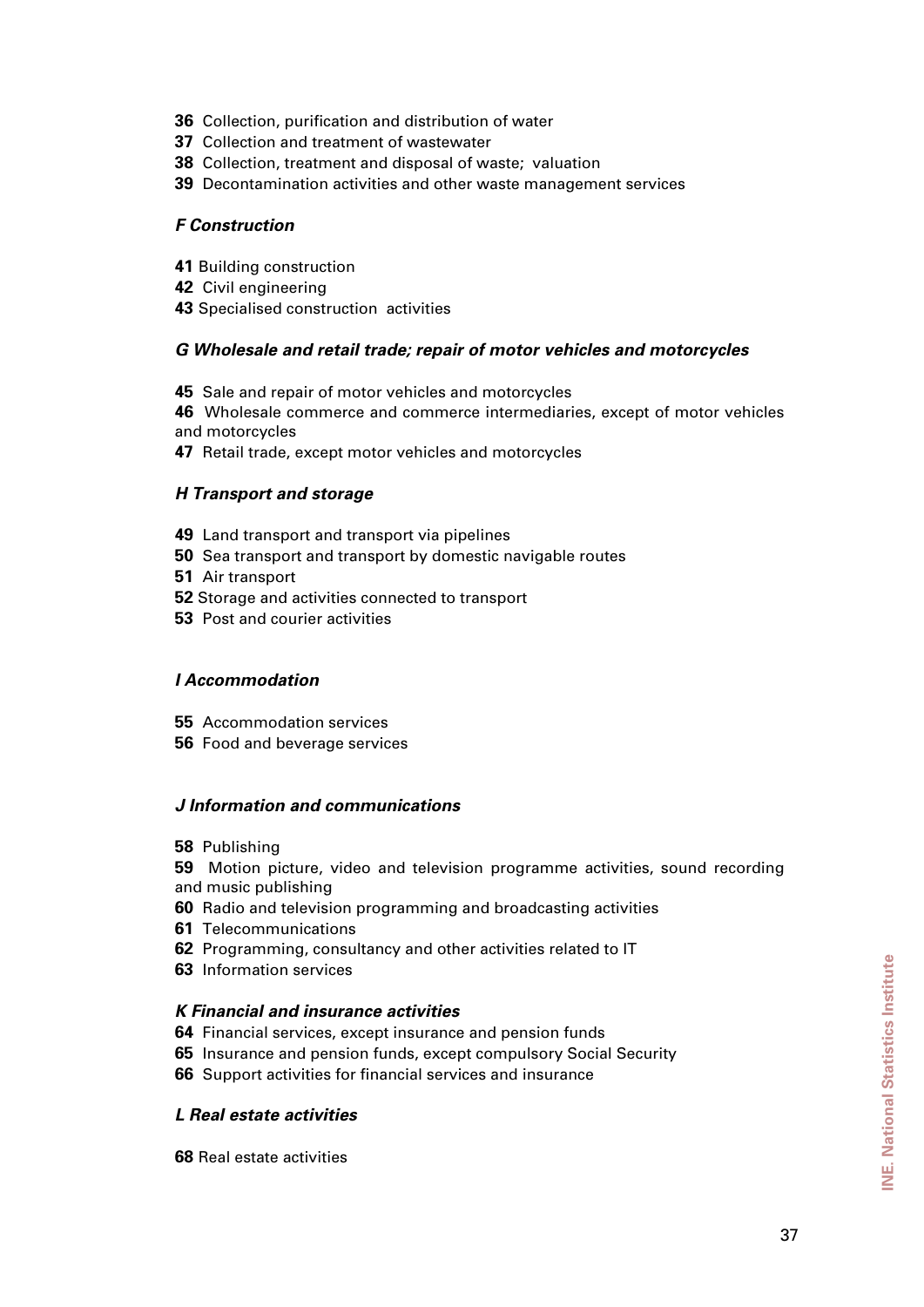**36** Collection, purification and distribution of water
**37** Collection and treatment of wastewater
**38** Collection, treatment and disposal of waste; valuation
**39** Decontamination activities and other waste management services

***F Construction***

**41** Building construction
**42** Civil engineering
**43** Specialised construction activities

***G Wholesale and retail trade; repair of motor vehicles and motorcycles***

**45** Sale and repair of motor vehicles and motorcycles
**46** Wholesale commerce and commerce intermediaries, except of motor vehicles and motorcycles
**47** Retail trade, except motor vehicles and motorcycles

***H Transport and storage***

**49** Land transport and transport via pipelines
**50** Sea transport and transport by domestic navigable routes
**51** Air transport
**52** Storage and activities connected to transport
**53** Post and courier activities

***I Accommodation***

**55** Accommodation services
**56** Food and beverage services

***J Information and communications***

**58** Publishing
**59** Motion picture, video and television programme activities, sound recording and music publishing
**60** Radio and television programming and broadcasting activities
**61** Telecommunications
**62** Programming, consultancy and other activities related to IT
**63** Information services

***K Financial and insurance activities***

**64** Financial services, except insurance and pension funds
**65** Insurance and pension funds, except compulsory Social Security
**66** Support activities for financial services and insurance

***L Real estate activities***

**68** Real estate activities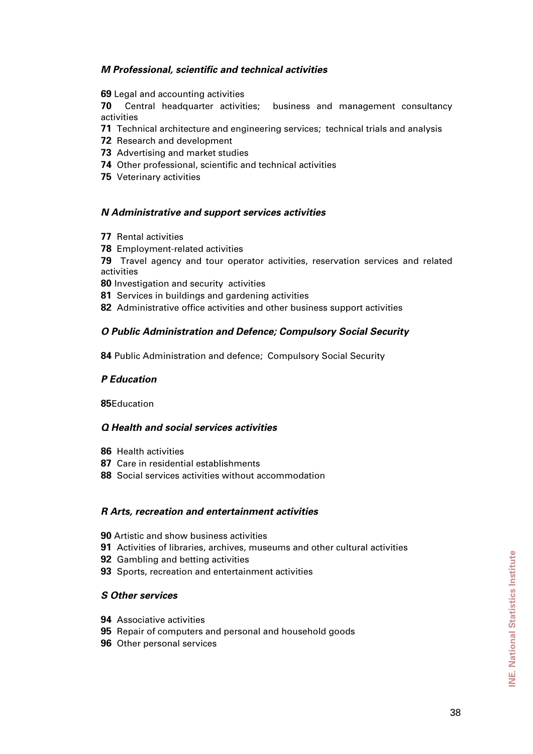### *M Professional, scientific and technical activities*

**69** Legal and accounting activities
**70** Central headquarter activities; business and management consultancy activities
**71** Technical architecture and engineering services; technical trials and analysis
**72** Research and development
**73** Advertising and market studies
**74** Other professional, scientific and technical activities
**75** Veterinary activities

### *N Administrative and support services activities*

**77** Rental activities
**78** Employment-related activities
**79** Travel agency and tour operator activities, reservation services and related activities
**80** Investigation and security activities
**81** Services in buildings and gardening activities
**82** Administrative office activities and other business support activities

### *O Public Administration and Defence; Compulsory Social Security*

**84** Public Administration and defence; Compulsory Social Security

### *P Education*

**85**Education

### *Q Health and social services activities*

**86** Health activities
**87** Care in residential establishments
**88** Social services activities without accommodation

### *R Arts, recreation and entertainment activities*

**90** Artistic and show business activities
**91** Activities of libraries, archives, museums and other cultural activities
**92** Gambling and betting activities
**93** Sports, recreation and entertainment activities

### *S Other services*

**94** Associative activities
**95** Repair of computers and personal and household goods
**96** Other personal services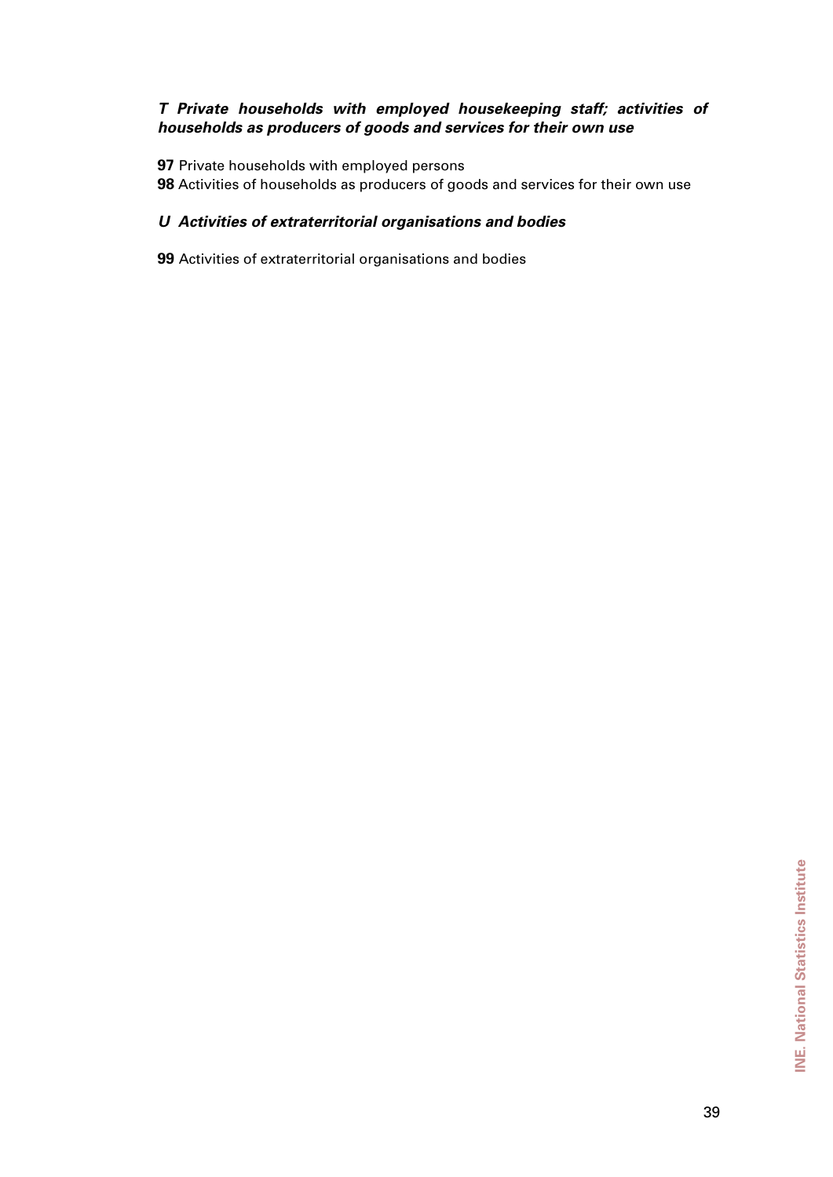***T Private households with employed housekeeping staff; activities of households as producers of goods and services for their own use***

**97** Private households with employed persons
**98** Activities of households as producers of goods and services for their own use

***U Activities of extraterritorial organisations and bodies***

**99** Activities of extraterritorial organisations and bodies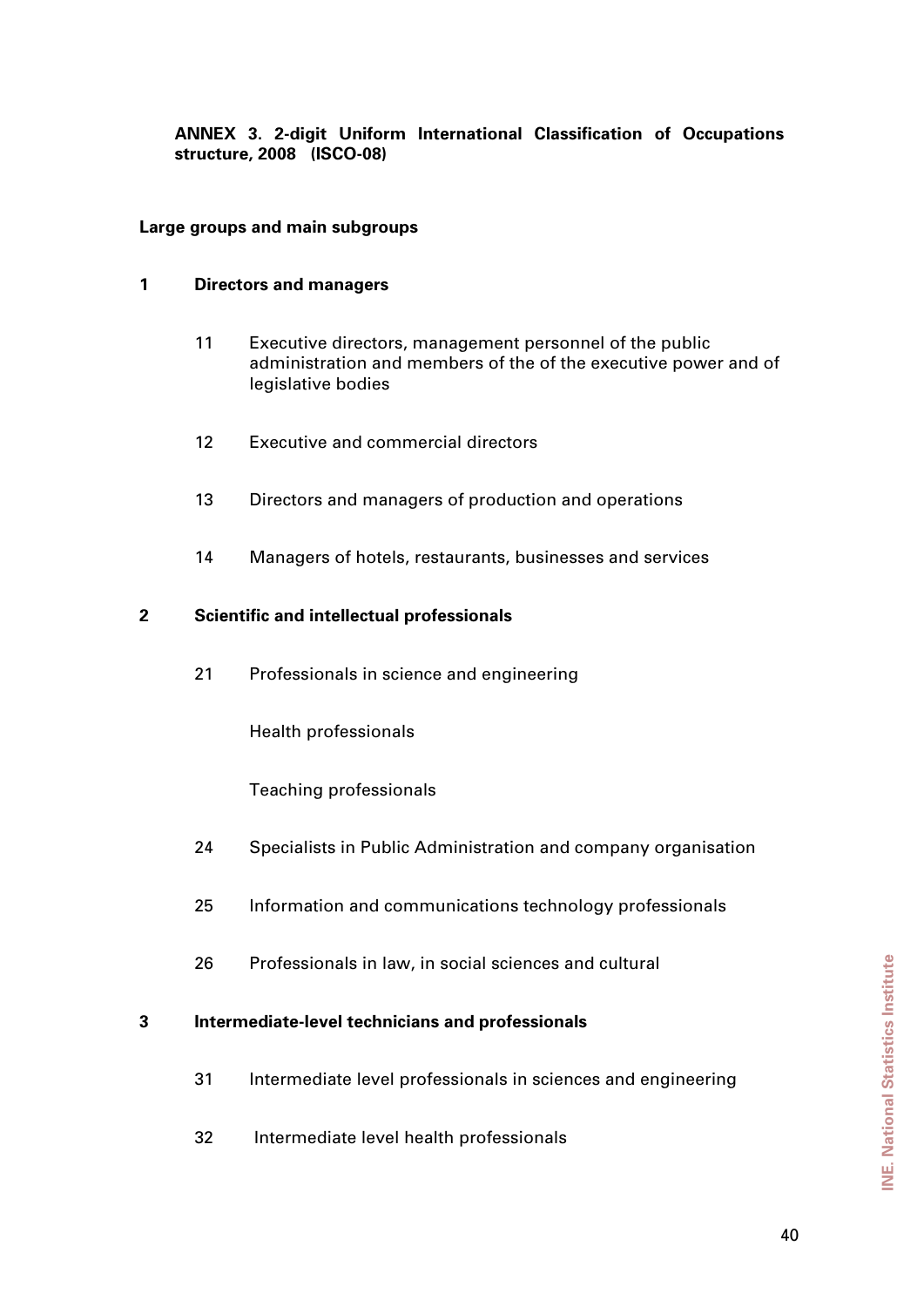**ANNEX 3. 2-digit Uniform International Classification of Occupations structure, 2008 (ISCO-08)**

**Large groups and main subgroups**

**1 Directors and managers**

11 Executive directors, management personnel of the public administration and members of the of the executive power and of legislative bodies

12 Executive and commercial directors

13 Directors and managers of production and operations

14 Managers of hotels, restaurants, businesses and services

**2 Scientific and intellectual professionals**

21 Professionals in science and engineering

Health professionals

Teaching professionals

24 Specialists in Public Administration and company organisation

25 Information and communications technology professionals

26 Professionals in law, in social sciences and cultural

**3 Intermediate-level technicians and professionals**

31 Intermediate level professionals in sciences and engineering

32 Intermediate level health professionals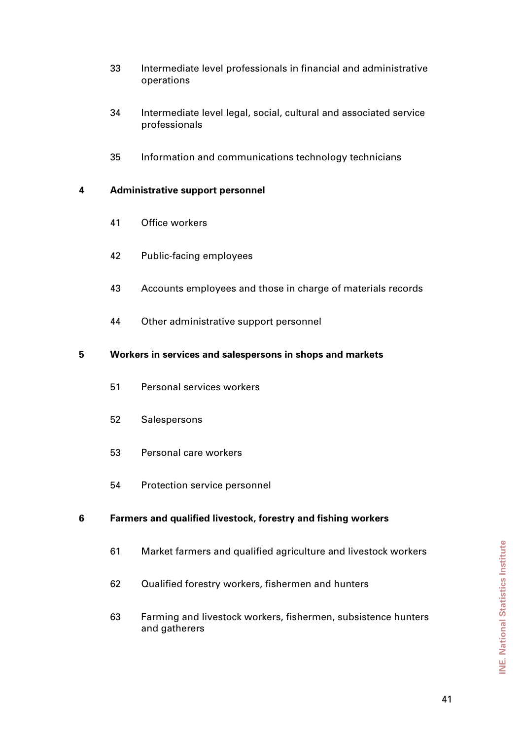33 Intermediate level professionals in financial and administrative operations

34 Intermediate level legal, social, cultural and associated service professionals

35 Information and communications technology technicians

**4 Administrative support personnel**

41 Office workers

42 Public-facing employees

43 Accounts employees and those in charge of materials records

44 Other administrative support personnel

**5 Workers in services and salespersons in shops and markets**

51 Personal services workers

52 Salespersons

53 Personal care workers

54 Protection service personnel

**6 Farmers and qualified livestock, forestry and fishing workers**

61 Market farmers and qualified agriculture and livestock workers

62 Qualified forestry workers, fishermen and hunters

63 Farming and livestock workers, fishermen, subsistence hunters and gatherers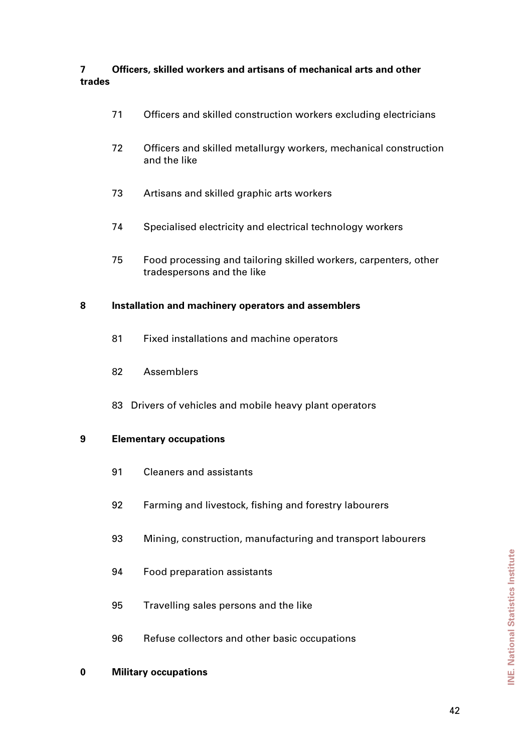**7 Officers, skilled workers and artisans of mechanical arts and other trades**

- 71 Officers and skilled construction workers excluding electricians
- 72 Officers and skilled metallurgy workers, mechanical construction and the like
- 73 Artisans and skilled graphic arts workers
- 74 Specialised electricity and electrical technology workers
- 75 Food processing and tailoring skilled workers, carpenters, other tradespersons and the like

**8 Installation and machinery operators and assemblers**

- 81 Fixed installations and machine operators
- 82 Assemblers
- 83 Drivers of vehicles and mobile heavy plant operators

**9 Elementary occupations**

- 91 Cleaners and assistants
- 92 Farming and livestock, fishing and forestry labourers
- 93 Mining, construction, manufacturing and transport labourers
- 94 Food preparation assistants
- 95 Travelling sales persons and the like
- 96 Refuse collectors and other basic occupations

**0 Military occupations**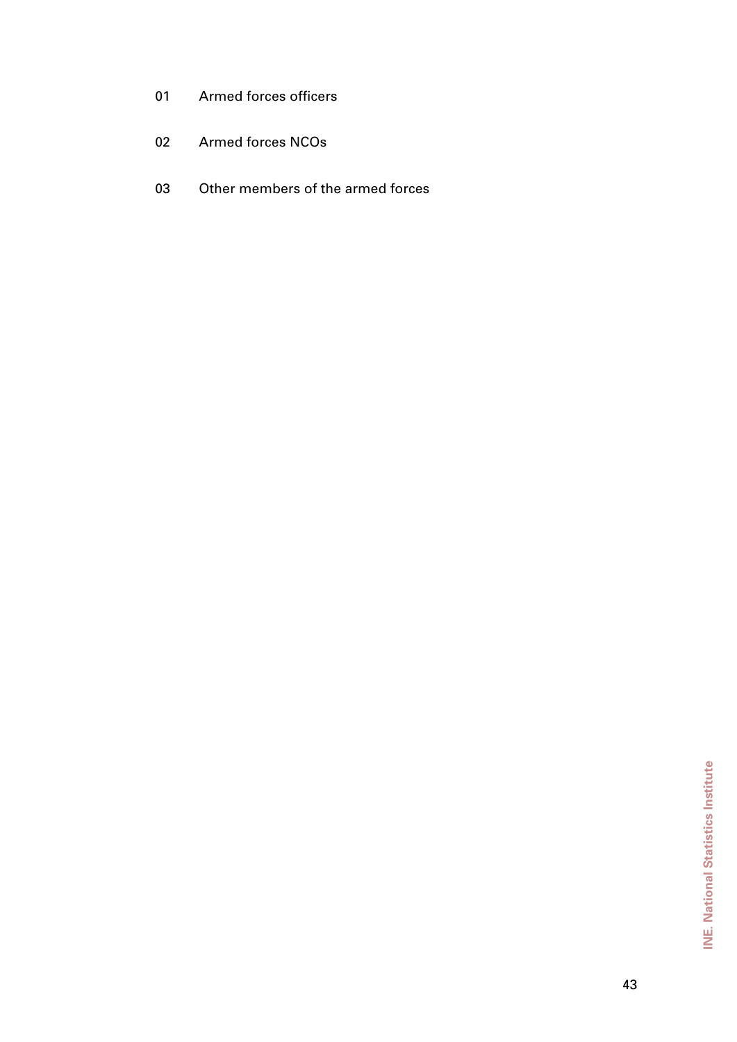01 Armed forces officers

02 Armed forces NCOs

03 Other members of the armed forces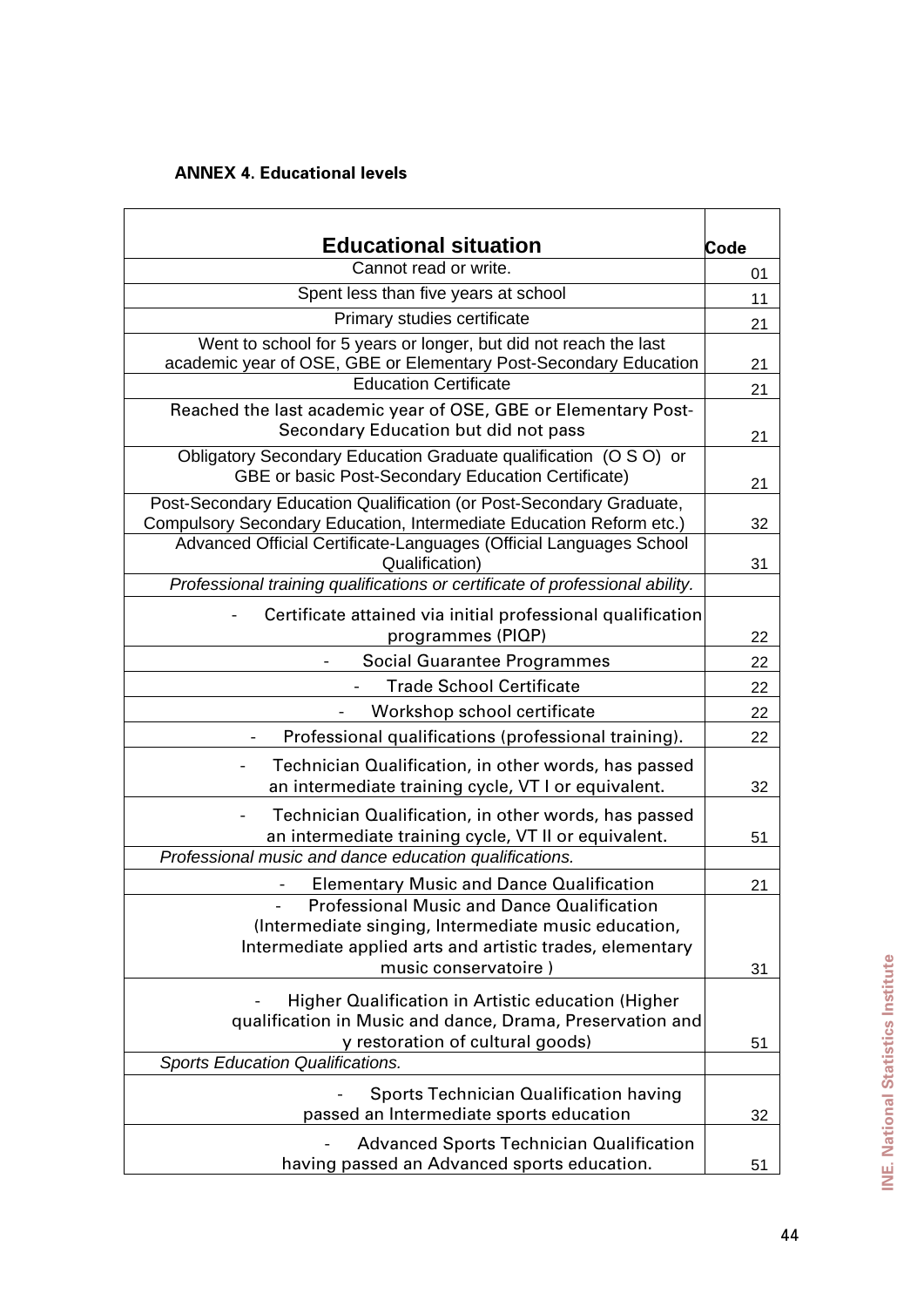**ANNEX 4. Educational levels**

| Educational situation | Code |
|---|---|
| Cannot read or write. | 01 |
| Spent less than five years at school | 11 |
| Primary studies certificate | 21 |
| Went to school for 5 years or longer, but did not reach the last academic year of OSE, GBE or Elementary Post-Secondary Education | 21 |
| Education Certificate | 21 |
| Reached the last academic year of OSE, GBE or Elementary Post-Secondary Education but did not pass | 21 |
| Obligatory Secondary Education Graduate qualification (O S O) or GBE or basic Post-Secondary Education Certificate) | 21 |
| Post-Secondary Education Qualification (or Post-Secondary Graduate, Compulsory Secondary Education, Intermediate Education Reform etc.) | 32 |
| Advanced Official Certificate-Languages (Official Languages School Qualification) | 31 |
| *Professional training qualifications or certificate of professional ability.* | |
| - Certificate attained via initial professional qualification programmes (PIQP) | 22 |
| - Social Guarantee Programmes | 22 |
| - Trade School Certificate | 22 |
| - Workshop school certificate | 22 |
| - Professional qualifications (professional training). | 22 |
| - Technician Qualification, in other words, has passed an intermediate training cycle, VT I or equivalent. | 32 |
| - Technician Qualification, in other words, has passed an intermediate training cycle, VT II or equivalent. | 51 |
| *Professional music and dance education qualifications.* | |
| - Elementary Music and Dance Qualification | 21 |
| - Professional Music and Dance Qualification (Intermediate singing, Intermediate music education, Intermediate applied arts and artistic trades, elementary music conservatoire ) | 31 |
| - Higher Qualification in Artistic education (Higher qualification in Music and dance, Drama, Preservation and y restoration of cultural goods) | 51 |
| *Sports Education Qualifications.* | |
| - Sports Technician Qualification having passed an Intermediate sports education | 32 |
| - Advanced Sports Technician Qualification having passed an Advanced sports education. | 51 |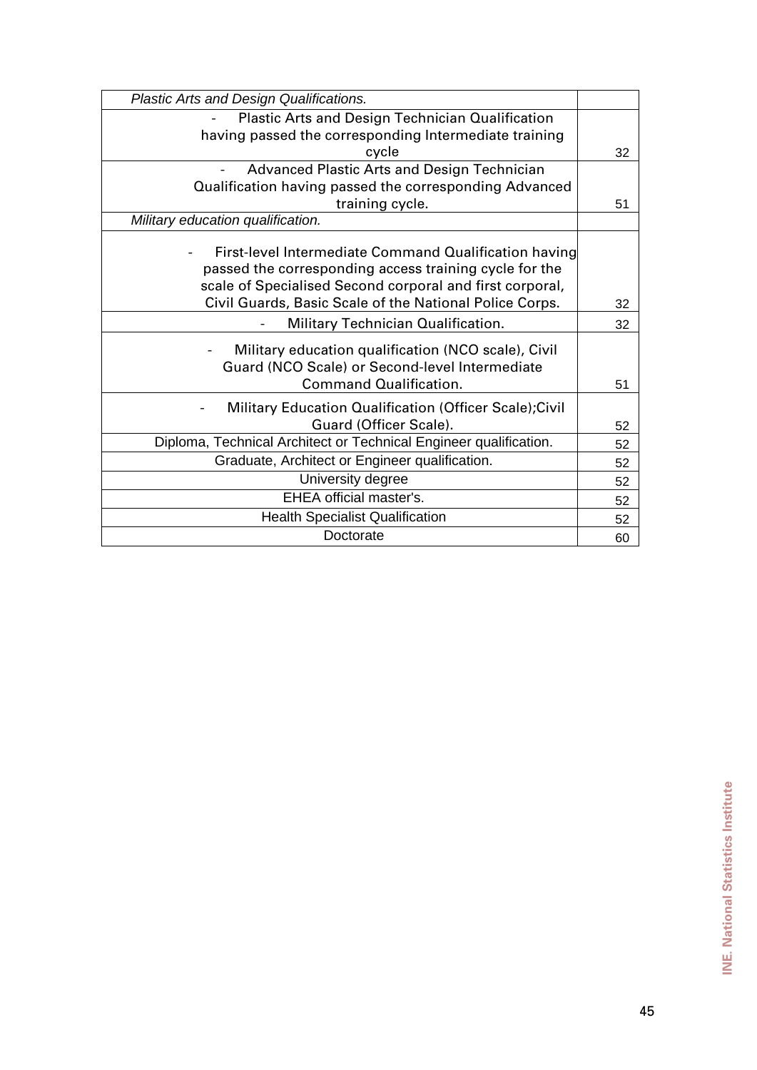| | |
|---|---|
| *Plastic Arts and Design Qualifications.* | |
| - Plastic Arts and Design Technician Qualification having passed the corresponding Intermediate training cycle | 32 |
| - Advanced Plastic Arts and Design Technician Qualification having passed the corresponding Advanced training cycle. | 51 |
| *Military education qualification.* | |
| - First-level Intermediate Command Qualification having passed the corresponding access training cycle for the scale of Specialised Second corporal and first corporal, Civil Guards, Basic Scale of the National Police Corps. | 32 |
| - Military Technician Qualification. | 32 |
| - Military education qualification (NCO scale), Civil Guard (NCO Scale) or Second-level Intermediate Command Qualification. | 51 |
| - Military Education Qualification (Officer Scale);Civil Guard (Officer Scale). | 52 |
| Diploma, Technical Architect or Technical Engineer qualification. | 52 |
| Graduate, Architect or Engineer qualification. | 52 |
| University degree | 52 |
| EHEA official master's. | 52 |
| Health Specialist Qualification | 52 |
| Doctorate | 60 |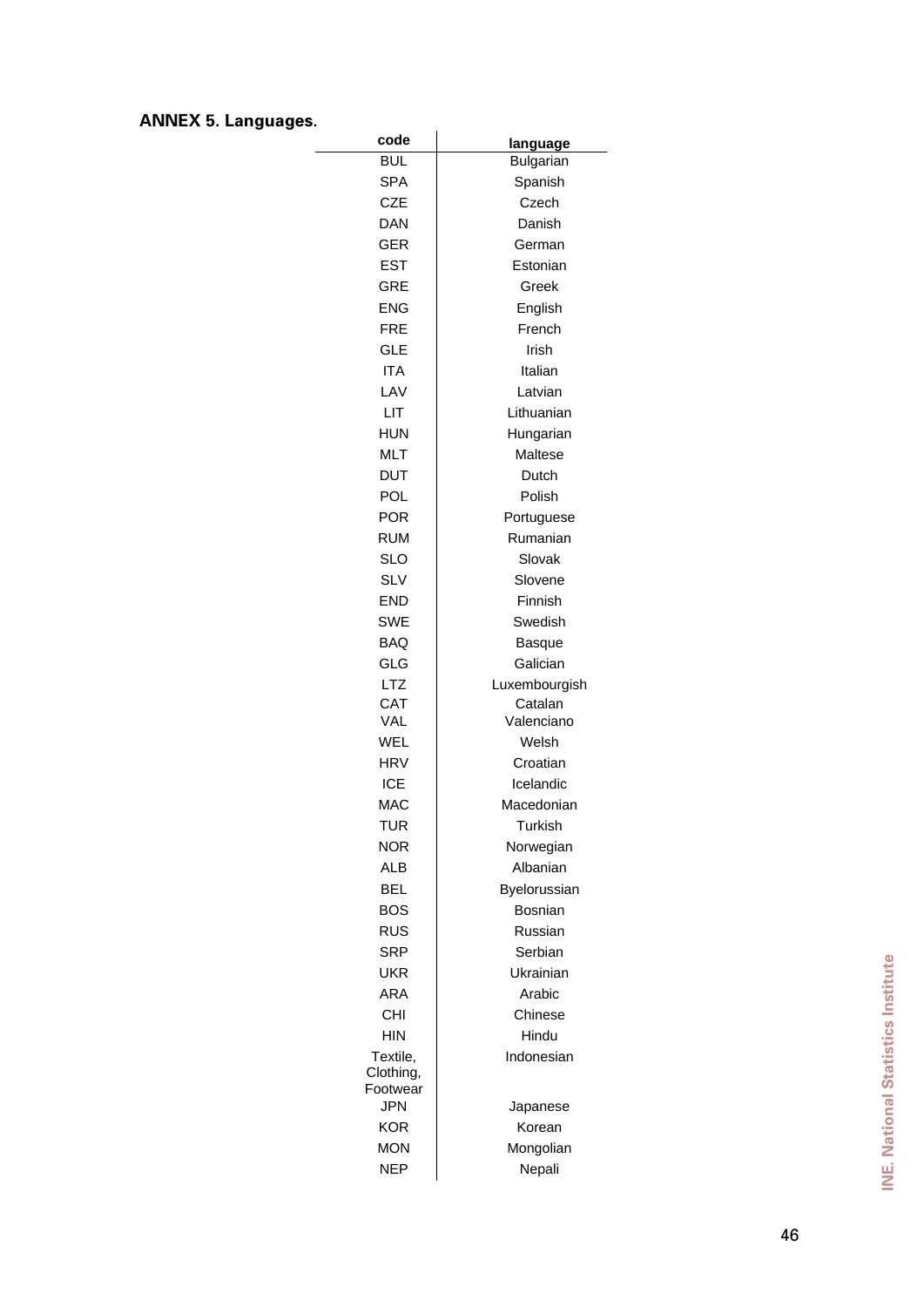## ANNEX 5. Languages.

| code | language |
|---|---|
| BUL | Bulgarian |
| SPA | Spanish |
| CZE | Czech |
| DAN | Danish |
| GER | German |
| EST | Estonian |
| GRE | Greek |
| ENG | English |
| FRE | French |
| GLE | Irish |
| ITA | Italian |
| LAV | Latvian |
| LIT | Lithuanian |
| HUN | Hungarian |
| MLT | Maltese |
| DUT | Dutch |
| POL | Polish |
| POR | Portuguese |
| RUM | Rumanian |
| SLO | Slovak |
| SLV | Slovene |
| END | Finnish |
| SWE | Swedish |
| BAQ | Basque |
| GLG | Galician |
| LTZ | Luxembourgish |
| CAT | Catalan |
| VAL | Valenciano |
| WEL | Welsh |
| HRV | Croatian |
| ICE | Icelandic |
| MAC | Macedonian |
| TUR | Turkish |
| NOR | Norwegian |
| ALB | Albanian |
| BEL | Byelorussian |
| BOS | Bosnian |
| RUS | Russian |
| SRP | Serbian |
| UKR | Ukrainian |
| ARA | Arabic |
| CHI | Chinese |
| HIN | Hindu |
| Textile, Clothing, Footwear | Indonesian |
| JPN | Japanese |
| KOR | Korean |
| MON | Mongolian |
| NEP | Nepali |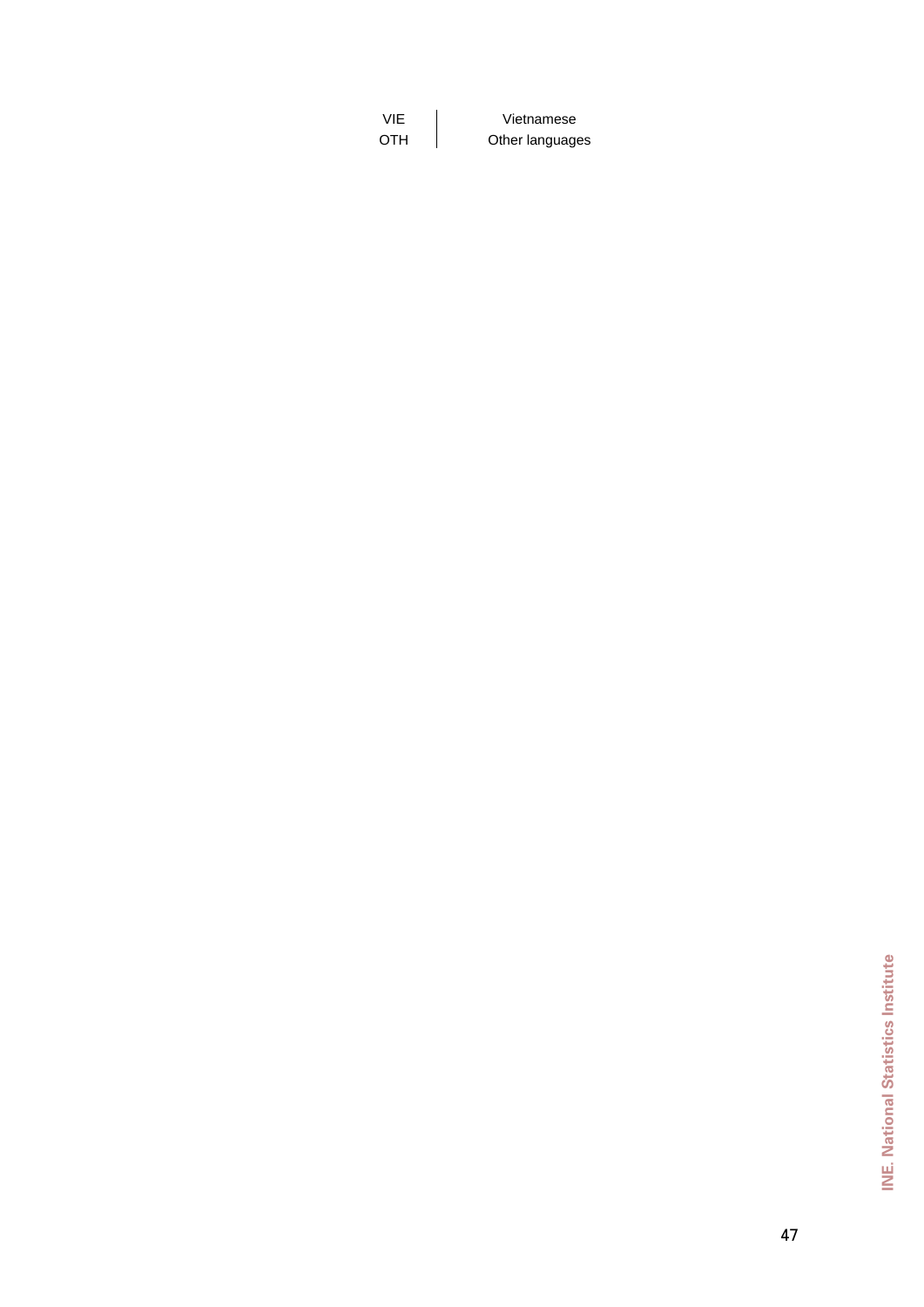| | |
|---|---|
| VIE | Vietnamese |
| OTH | Other languages |